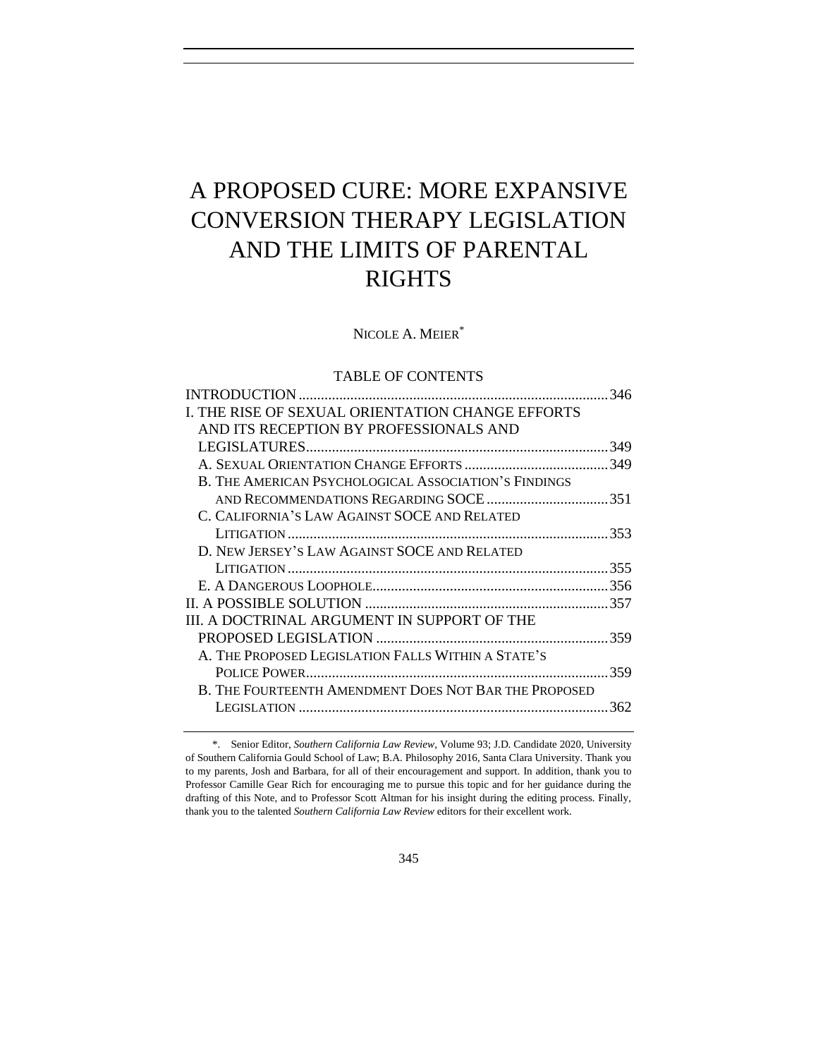# A PROPOSED CURE: MORE EXPANSIVE CONVERSION THERAPY LEGISLATION AND THE LIMITS OF PARENTAL RIGHTS

NICOLE A. MEIER*

## TABLE OF CONTENTS

INTRODUCTION ... 346
I. THE RISE OF SEXUAL ORIENTATION CHANGE EFFORTS AND ITS RECEPTION BY PROFESSIONALS AND LEGISLATURES ... 349
  A. SEXUAL ORIENTATION CHANGE EFFORTS ... 349
  B. THE AMERICAN PSYCHOLOGICAL ASSOCIATION'S FINDINGS AND RECOMMENDATIONS REGARDING SOCE ... 351
  C. CALIFORNIA'S LAW AGAINST SOCE AND RELATED LITIGATION ... 353
  D. NEW JERSEY'S LAW AGAINST SOCE AND RELATED LITIGATION ... 355
  E. A DANGEROUS LOOPHOLE ... 356
II. A POSSIBLE SOLUTION ... 357
III. A DOCTRINAL ARGUMENT IN SUPPORT OF THE PROPOSED LEGISLATION ... 359
  A. THE PROPOSED LEGISLATION FALLS WITHIN A STATE'S POLICE POWER ... 359
  B. THE FOURTEENTH AMENDMENT DOES NOT BAR THE PROPOSED LEGISLATION ... 362

---

*. Senior Editor, *Southern California Law Review*, Volume 93; J.D. Candidate 2020, University of Southern California Gould School of Law; B.A. Philosophy 2016, Santa Clara University. Thank you to my parents, Josh and Barbara, for all of their encouragement and support. In addition, thank you to Professor Camille Gear Rich for encouraging me to pursue this topic and for her guidance during the drafting of this Note, and to Professor Scott Altman for his insight during the editing process. Finally, thank you to the talented *Southern California Law Review* editors for their excellent work.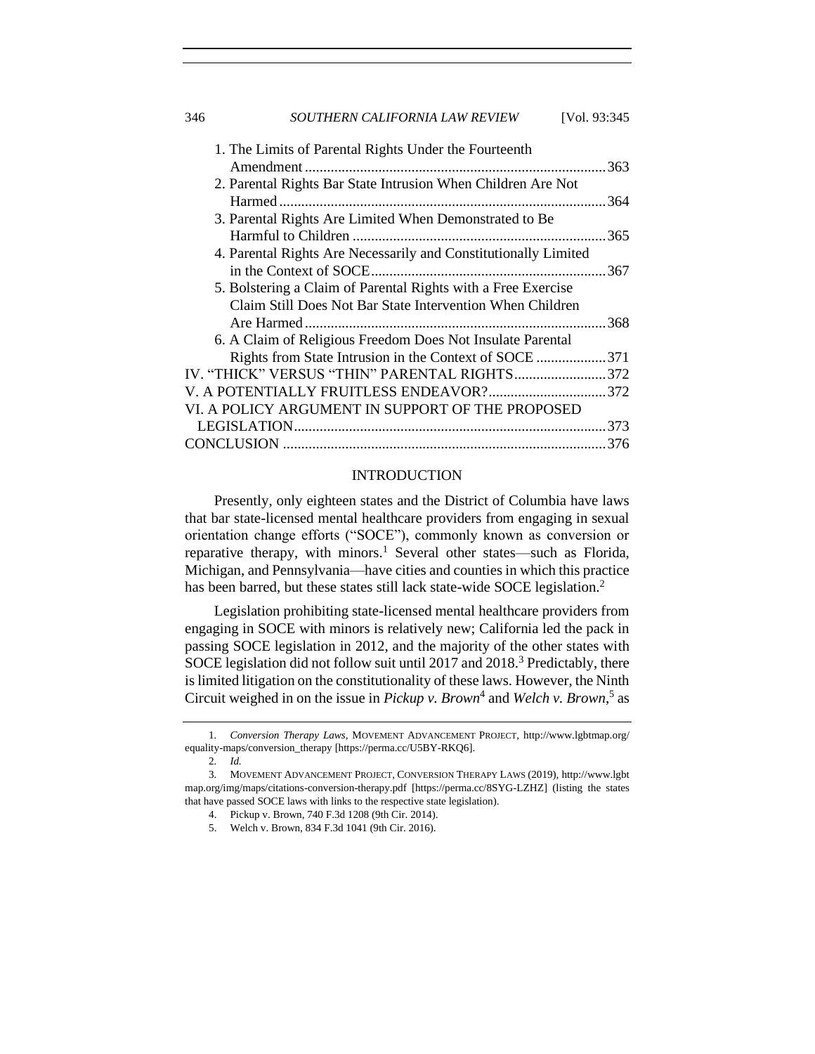1. The Limits of Parental Rights Under the Fourteenth Amendment ..... 363
2. Parental Rights Bar State Intrusion When Children Are Not Harmed ..... 364
3. Parental Rights Are Limited When Demonstrated to Be Harmful to Children ..... 365
4. Parental Rights Are Necessarily and Constitutionally Limited in the Context of SOCE ..... 367
5. Bolstering a Claim of Parental Rights with a Free Exercise Claim Still Does Not Bar State Intervention When Children Are Harmed ..... 368
6. A Claim of Religious Freedom Does Not Insulate Parental Rights from State Intrusion in the Context of SOCE ..... 371

IV. "THICK" VERSUS "THIN" PARENTAL RIGHTS ..... 372
V. A POTENTIALLY FRUITLESS ENDEAVOR? ..... 372
VI. A POLICY ARGUMENT IN SUPPORT OF THE PROPOSED LEGISLATION ..... 373
CONCLUSION ..... 376

## INTRODUCTION

Presently, only eighteen states and the District of Columbia have laws that bar state-licensed mental healthcare providers from engaging in sexual orientation change efforts ("SOCE"), commonly known as conversion or reparative therapy, with minors.[1] Several other states—such as Florida, Michigan, and Pennsylvania—have cities and counties in which this practice has been barred, but these states still lack state-wide SOCE legislation.[2]

Legislation prohibiting state-licensed mental healthcare providers from engaging in SOCE with minors is relatively new; California led the pack in passing SOCE legislation in 2012, and the majority of the other states with SOCE legislation did not follow suit until 2017 and 2018.[3] Predictably, there is limited litigation on the constitutionality of these laws. However, the Ninth Circuit weighed in on the issue in *Pickup v. Brown*[4] and *Welch v. Brown*,[5] as

---

1. *Conversion Therapy Laws*, MOVEMENT ADVANCEMENT PROJECT, http://www.lgbtmap.org/equality-maps/conversion_therapy [https://perma.cc/U5BY-RKQ6].
2. *Id.*
3. MOVEMENT ADVANCEMENT PROJECT, CONVERSION THERAPY LAWS (2019), http://www.lgbtmap.org/img/maps/citations-conversion-therapy.pdf [https://perma.cc/8SYG-LZHZ] (listing the states that have passed SOCE laws with links to the respective state legislation).
4. Pickup v. Brown, 740 F.3d 1208 (9th Cir. 2014).
5. Welch v. Brown, 834 F.3d 1041 (9th Cir. 2016).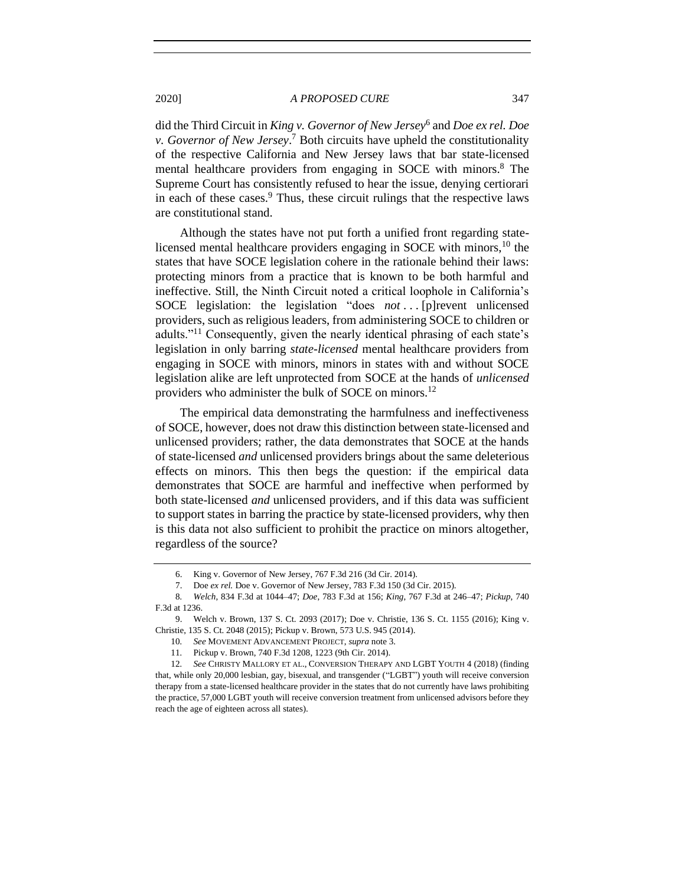did the Third Circuit in *King v. Governor of New Jersey*[6] and *Doe ex rel. Doe v. Governor of New Jersey*.[7] Both circuits have upheld the constitutionality of the respective California and New Jersey laws that bar state-licensed mental healthcare providers from engaging in SOCE with minors.[8] The Supreme Court has consistently refused to hear the issue, denying certiorari in each of these cases.[9] Thus, these circuit rulings that the respective laws are constitutional stand.

Although the states have not put forth a unified front regarding state-licensed mental healthcare providers engaging in SOCE with minors,[10] the states that have SOCE legislation cohere in the rationale behind their laws: protecting minors from a practice that is known to be both harmful and ineffective. Still, the Ninth Circuit noted a critical loophole in California's SOCE legislation: the legislation "does *not* . . . [p]revent unlicensed providers, such as religious leaders, from administering SOCE to children or adults."[11] Consequently, given the nearly identical phrasing of each state's legislation in only barring *state-licensed* mental healthcare providers from engaging in SOCE with minors, minors in states with and without SOCE legislation alike are left unprotected from SOCE at the hands of *unlicensed* providers who administer the bulk of SOCE on minors.[12]

The empirical data demonstrating the harmfulness and ineffectiveness of SOCE, however, does not draw this distinction between state-licensed and unlicensed providers; rather, the data demonstrates that SOCE at the hands of state-licensed *and* unlicensed providers brings about the same deleterious effects on minors. This then begs the question: if the empirical data demonstrates that SOCE are harmful and ineffective when performed by both state-licensed *and* unlicensed providers, and if this data was sufficient to support states in barring the practice by state-licensed providers, why then is this data not also sufficient to prohibit the practice on minors altogether, regardless of the source?

---

6. King v. Governor of New Jersey, 767 F.3d 216 (3d Cir. 2014).

7. Doe *ex rel.* Doe v. Governor of New Jersey, 783 F.3d 150 (3d Cir. 2015).

8. *Welch*, 834 F.3d at 1044–47; *Doe*, 783 F.3d at 156; *King*, 767 F.3d at 246–47; *Pickup*, 740 F.3d at 1236.

9. Welch v. Brown, 137 S. Ct. 2093 (2017); Doe v. Christie, 136 S. Ct. 1155 (2016); King v. Christie, 135 S. Ct. 2048 (2015); Pickup v. Brown, 573 U.S. 945 (2014).

10. *See* MOVEMENT ADVANCEMENT PROJECT, *supra* note 3.

11. Pickup v. Brown, 740 F.3d 1208, 1223 (9th Cir. 2014).

12. *See* CHRISTY MALLORY ET AL., CONVERSION THERAPY AND LGBT YOUTH 4 (2018) (finding that, while only 20,000 lesbian, gay, bisexual, and transgender ("LGBT") youth will receive conversion therapy from a state-licensed healthcare provider in the states that do not currently have laws prohibiting the practice, 57,000 LGBT youth will receive conversion treatment from unlicensed advisors before they reach the age of eighteen across all states).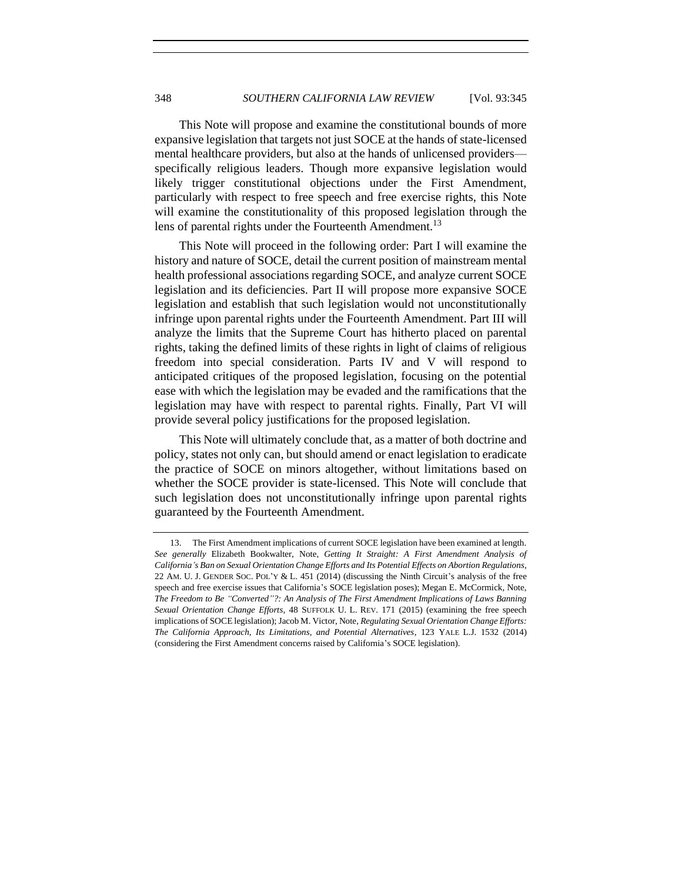This Note will propose and examine the constitutional bounds of more expansive legislation that targets not just SOCE at the hands of state-licensed mental healthcare providers, but also at the hands of unlicensed providers—specifically religious leaders. Though more expansive legislation would likely trigger constitutional objections under the First Amendment, particularly with respect to free speech and free exercise rights, this Note will examine the constitutionality of this proposed legislation through the lens of parental rights under the Fourteenth Amendment.[13]

This Note will proceed in the following order: Part I will examine the history and nature of SOCE, detail the current position of mainstream mental health professional associations regarding SOCE, and analyze current SOCE legislation and its deficiencies. Part II will propose more expansive SOCE legislation and establish that such legislation would not unconstitutionally infringe upon parental rights under the Fourteenth Amendment. Part III will analyze the limits that the Supreme Court has hitherto placed on parental rights, taking the defined limits of these rights in light of claims of religious freedom into special consideration. Parts IV and V will respond to anticipated critiques of the proposed legislation, focusing on the potential ease with which the legislation may be evaded and the ramifications that the legislation may have with respect to parental rights. Finally, Part VI will provide several policy justifications for the proposed legislation.

This Note will ultimately conclude that, as a matter of both doctrine and policy, states not only can, but should amend or enact legislation to eradicate the practice of SOCE on minors altogether, without limitations based on whether the SOCE provider is state-licensed. This Note will conclude that such legislation does not unconstitutionally infringe upon parental rights guaranteed by the Fourteenth Amendment.

---

13. The First Amendment implications of current SOCE legislation have been examined at length. *See generally* Elizabeth Bookwalter, Note, *Getting It Straight: A First Amendment Analysis of California's Ban on Sexual Orientation Change Efforts and Its Potential Effects on Abortion Regulations*, 22 AM. U. J. GENDER SOC. POL'Y & L. 451 (2014) (discussing the Ninth Circuit's analysis of the free speech and free exercise issues that California's SOCE legislation poses); Megan E. McCormick, Note, *The Freedom to Be "Converted"?: An Analysis of The First Amendment Implications of Laws Banning Sexual Orientation Change Efforts*, 48 SUFFOLK U. L. REV. 171 (2015) (examining the free speech implications of SOCE legislation); Jacob M. Victor, Note, *Regulating Sexual Orientation Change Efforts: The California Approach, Its Limitations, and Potential Alternatives*, 123 YALE L.J. 1532 (2014) (considering the First Amendment concerns raised by California's SOCE legislation).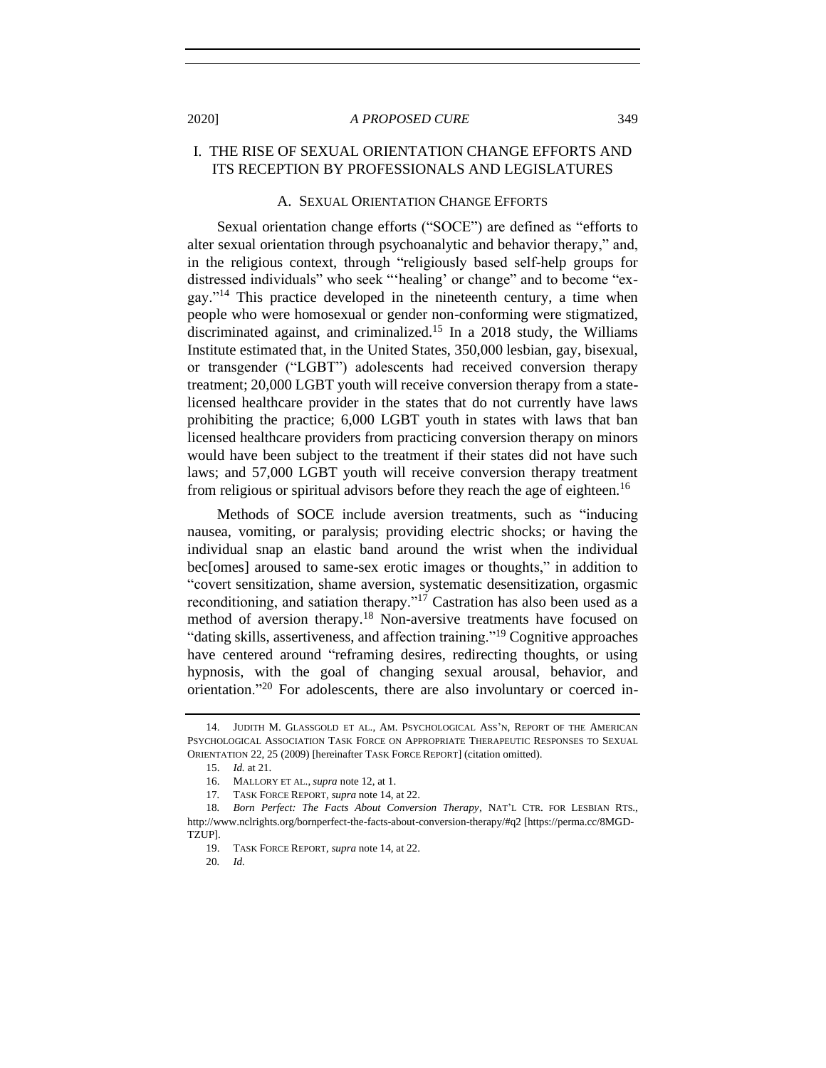# I. THE RISE OF SEXUAL ORIENTATION CHANGE EFFORTS AND ITS RECEPTION BY PROFESSIONALS AND LEGISLATURES

## A. SEXUAL ORIENTATION CHANGE EFFORTS

Sexual orientation change efforts ("SOCE") are defined as "efforts to alter sexual orientation through psychoanalytic and behavior therapy," and, in the religious context, through "religiously based self-help groups for distressed individuals" who seek "'healing' or change" and to become "ex-gay."[14] This practice developed in the nineteenth century, a time when people who were homosexual or gender non-conforming were stigmatized, discriminated against, and criminalized.[15] In a 2018 study, the Williams Institute estimated that, in the United States, 350,000 lesbian, gay, bisexual, or transgender ("LGBT") adolescents had received conversion therapy treatment; 20,000 LGBT youth will receive conversion therapy from a state-licensed healthcare provider in the states that do not currently have laws prohibiting the practice; 6,000 LGBT youth in states with laws that ban licensed healthcare providers from practicing conversion therapy on minors would have been subject to the treatment if their states did not have such laws; and 57,000 LGBT youth will receive conversion therapy treatment from religious or spiritual advisors before they reach the age of eighteen.[16]

Methods of SOCE include aversion treatments, such as "inducing nausea, vomiting, or paralysis; providing electric shocks; or having the individual snap an elastic band around the wrist when the individual bec[omes] aroused to same-sex erotic images or thoughts," in addition to "covert sensitization, shame aversion, systematic desensitization, orgasmic reconditioning, and satiation therapy."[17] Castration has also been used as a method of aversion therapy.[18] Non-aversive treatments have focused on "dating skills, assertiveness, and affection training."[19] Cognitive approaches have centered around "reframing desires, redirecting thoughts, or using hypnosis, with the goal of changing sexual arousal, behavior, and orientation."[20] For adolescents, there are also involuntary or coerced in-

---

14. JUDITH M. GLASSGOLD ET AL., AM. PSYCHOLOGICAL ASS'N, REPORT OF THE AMERICAN PSYCHOLOGICAL ASSOCIATION TASK FORCE ON APPROPRIATE THERAPEUTIC RESPONSES TO SEXUAL ORIENTATION 22, 25 (2009) [hereinafter TASK FORCE REPORT] (citation omitted).

15. *Id.* at 21.

16. MALLORY ET AL., *supra* note 12, at 1.

17. TASK FORCE REPORT, *supra* note 14, at 22.

18. *Born Perfect: The Facts About Conversion Therapy*, NAT'L CTR. FOR LESBIAN RTS., http://www.nclrights.org/bornperfect-the-facts-about-conversion-therapy/#q2 [https://perma.cc/8MGD-TZUP].

19. TASK FORCE REPORT, *supra* note 14, at 22.

20. *Id.*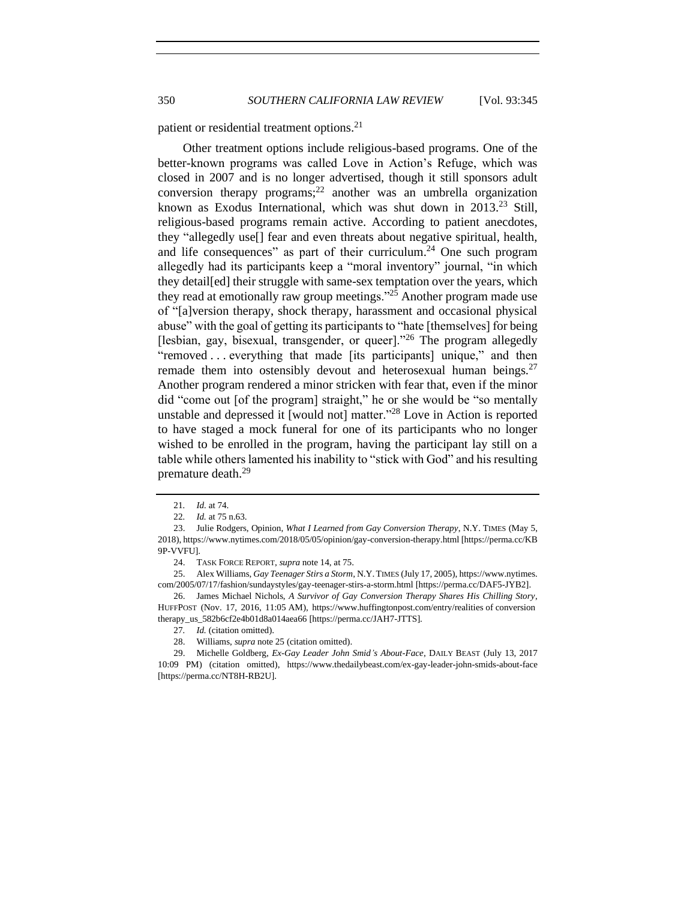patient or residential treatment options.[21]

Other treatment options include religious-based programs. One of the better-known programs was called Love in Action's Refuge, which was closed in 2007 and is no longer advertised, though it still sponsors adult conversion therapy programs;[22] another was an umbrella organization known as Exodus International, which was shut down in 2013.[23] Still, religious-based programs remain active. According to patient anecdotes, they "allegedly use[] fear and even threats about negative spiritual, health, and life consequences" as part of their curriculum.[24] One such program allegedly had its participants keep a "moral inventory" journal, "in which they detail[ed] their struggle with same-sex temptation over the years, which they read at emotionally raw group meetings."[25] Another program made use of "[a]version therapy, shock therapy, harassment and occasional physical abuse" with the goal of getting its participants to "hate [themselves] for being [lesbian, gay, bisexual, transgender, or queer]."[26] The program allegedly "removed . . . everything that made [its participants] unique," and then remade them into ostensibly devout and heterosexual human beings.[27] Another program rendered a minor stricken with fear that, even if the minor did "come out [of the program] straight," he or she would be "so mentally unstable and depressed it [would not] matter."[28] Love in Action is reported to have staged a mock funeral for one of its participants who no longer wished to be enrolled in the program, having the participant lay still on a table while others lamented his inability to "stick with God" and his resulting premature death.[29]

---

21. *Id.* at 74.

22. *Id.* at 75 n.63.

23. Julie Rodgers, Opinion, *What I Learned from Gay Conversion Therapy*, N.Y. TIMES (May 5, 2018), https://www.nytimes.com/2018/05/05/opinion/gay-conversion-therapy.html [https://perma.cc/KB9P-VVFU].

24. TASK FORCE REPORT, *supra* note 14, at 75.

25. Alex Williams, *Gay Teenager Stirs a Storm*, N.Y. TIMES (July 17, 2005), https://www.nytimes.com/2005/07/17/fashion/sundaystyles/gay-teenager-stirs-a-storm.html [https://perma.cc/DAF5-JYB2].

26. James Michael Nichols, *A Survivor of Gay Conversion Therapy Shares His Chilling Story*, HUFFPOST (Nov. 17, 2016, 11:05 AM), https://www.huffingtonpost.com/entry/realities of conversion therapy_us_582b6cf2e4b01d8a014aea66 [https://perma.cc/JAH7-JTTS].

27. *Id.* (citation omitted).

28. Williams, *supra* note 25 (citation omitted).

29. Michelle Goldberg, *Ex-Gay Leader John Smid's About-Face*, DAILY BEAST (July 13, 2017 10:09 PM) (citation omitted), https://www.thedailybeast.com/ex-gay-leader-john-smids-about-face [https://perma.cc/NT8H-RB2U].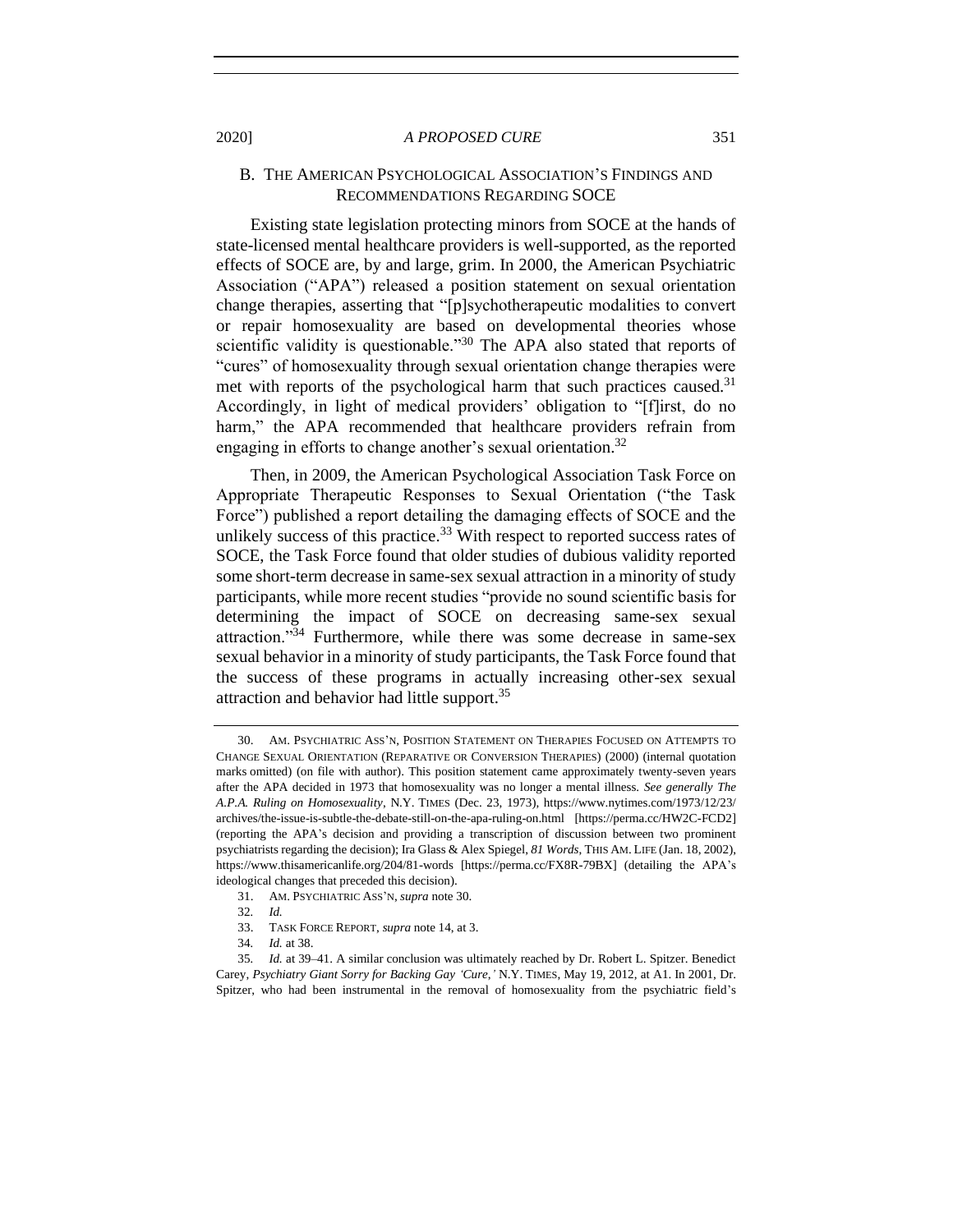### B. The American Psychological Association's Findings and Recommendations Regarding SOCE

Existing state legislation protecting minors from SOCE at the hands of state-licensed mental healthcare providers is well-supported, as the reported effects of SOCE are, by and large, grim. In 2000, the American Psychiatric Association ("APA") released a position statement on sexual orientation change therapies, asserting that "[p]sychotherapeutic modalities to convert or repair homosexuality are based on developmental theories whose scientific validity is questionable."[30] The APA also stated that reports of "cures" of homosexuality through sexual orientation change therapies were met with reports of the psychological harm that such practices caused.[31] Accordingly, in light of medical providers' obligation to "[f]irst, do no harm," the APA recommended that healthcare providers refrain from engaging in efforts to change another's sexual orientation.[32]

Then, in 2009, the American Psychological Association Task Force on Appropriate Therapeutic Responses to Sexual Orientation ("the Task Force") published a report detailing the damaging effects of SOCE and the unlikely success of this practice.[33] With respect to reported success rates of SOCE, the Task Force found that older studies of dubious validity reported some short-term decrease in same-sex sexual attraction in a minority of study participants, while more recent studies "provide no sound scientific basis for determining the impact of SOCE on decreasing same-sex sexual attraction."[34] Furthermore, while there was some decrease in same-sex sexual behavior in a minority of study participants, the Task Force found that the success of these programs in actually increasing other-sex sexual attraction and behavior had little support.[35]

---

30. Am. Psychiatric Ass'n, Position Statement on Therapies Focused on Attempts to Change Sexual Orientation (Reparative or Conversion Therapies) (2000) (internal quotation marks omitted) (on file with author). This position statement came approximately twenty-seven years after the APA decided in 1973 that homosexuality was no longer a mental illness. *See generally The A.P.A. Ruling on Homosexuality*, N.Y. Times (Dec. 23, 1973), https://www.nytimes.com/1973/12/23/archives/the-issue-is-subtle-the-debate-still-on-the-apa-ruling-on.html [https://perma.cc/HW2C-FCD2] (reporting the APA's decision and providing a transcription of discussion between two prominent psychiatrists regarding the decision); Ira Glass & Alex Spiegel, *81 Words*, This Am. Life (Jan. 18, 2002), https://www.thisamericanlife.org/204/81-words [https://perma.cc/FX8R-79BX] (detailing the APA's ideological changes that preceded this decision).

31. Am. Psychiatric Ass'n, *supra* note 30.

32. *Id.*

33. Task Force Report, *supra* note 14, at 3.

34. *Id.* at 38.

35. *Id.* at 39–41. A similar conclusion was ultimately reached by Dr. Robert L. Spitzer. Benedict Carey, *Psychiatry Giant Sorry for Backing Gay 'Cure,'* N.Y. Times, May 19, 2012, at A1. In 2001, Dr. Spitzer, who had been instrumental in the removal of homosexuality from the psychiatric field's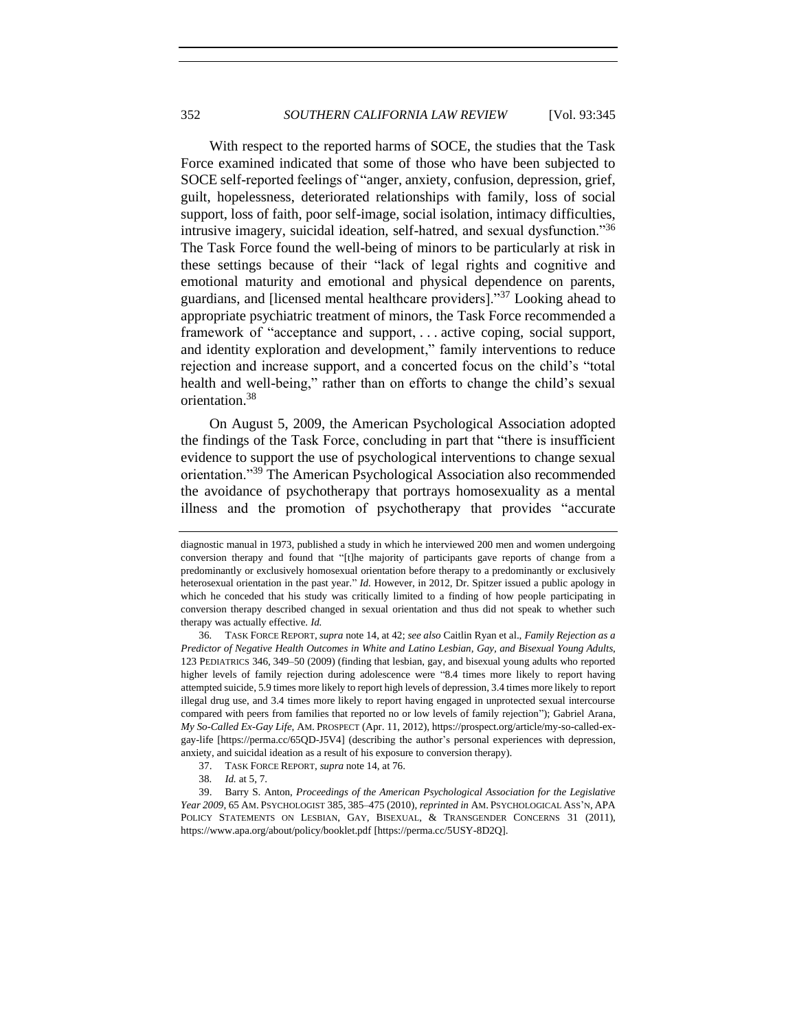With respect to the reported harms of SOCE, the studies that the Task Force examined indicated that some of those who have been subjected to SOCE self-reported feelings of "anger, anxiety, confusion, depression, grief, guilt, hopelessness, deteriorated relationships with family, loss of social support, loss of faith, poor self-image, social isolation, intimacy difficulties, intrusive imagery, suicidal ideation, self-hatred, and sexual dysfunction."[36] The Task Force found the well-being of minors to be particularly at risk in these settings because of their "lack of legal rights and cognitive and emotional maturity and emotional and physical dependence on parents, guardians, and [licensed mental healthcare providers]."[37] Looking ahead to appropriate psychiatric treatment of minors, the Task Force recommended a framework of "acceptance and support, . . . active coping, social support, and identity exploration and development," family interventions to reduce rejection and increase support, and a concerted focus on the child's "total health and well-being," rather than on efforts to change the child's sexual orientation.[38]

On August 5, 2009, the American Psychological Association adopted the findings of the Task Force, concluding in part that "there is insufficient evidence to support the use of psychological interventions to change sexual orientation."[39] The American Psychological Association also recommended the avoidance of psychotherapy that portrays homosexuality as a mental illness and the promotion of psychotherapy that provides "accurate

---

diagnostic manual in 1973, published a study in which he interviewed 200 men and women undergoing conversion therapy and found that "[t]he majority of participants gave reports of change from a predominantly or exclusively homosexual orientation before therapy to a predominantly or exclusively heterosexual orientation in the past year." *Id.* However, in 2012, Dr. Spitzer issued a public apology in which he conceded that his study was critically limited to a finding of how people participating in conversion therapy described changed in sexual orientation and thus did not speak to whether such therapy was actually effective. *Id.*

36. TASK FORCE REPORT, *supra* note 14, at 42; *see also* Caitlin Ryan et al., *Family Rejection as a Predictor of Negative Health Outcomes in White and Latino Lesbian, Gay, and Bisexual Young Adults*, 123 PEDIATRICS 346, 349–50 (2009) (finding that lesbian, gay, and bisexual young adults who reported higher levels of family rejection during adolescence were "8.4 times more likely to report having attempted suicide, 5.9 times more likely to report high levels of depression, 3.4 times more likely to report illegal drug use, and 3.4 times more likely to report having engaged in unprotected sexual intercourse compared with peers from families that reported no or low levels of family rejection"); Gabriel Arana, *My So-Called Ex-Gay Life*, AM. PROSPECT (Apr. 11, 2012), https://prospect.org/article/my-so-called-ex-gay-life [https://perma.cc/65QD-J5V4] (describing the author's personal experiences with depression, anxiety, and suicidal ideation as a result of his exposure to conversion therapy).

37. TASK FORCE REPORT, *supra* note 14, at 76.

38. *Id.* at 5, 7.

39. Barry S. Anton, *Proceedings of the American Psychological Association for the Legislative Year 2009*, 65 AM. PSYCHOLOGIST 385, 385–475 (2010), *reprinted in* AM. PSYCHOLOGICAL ASS'N, APA POLICY STATEMENTS ON LESBIAN, GAY, BISEXUAL, & TRANSGENDER CONCERNS 31 (2011), https://www.apa.org/about/policy/booklet.pdf [https://perma.cc/5USY-8D2Q].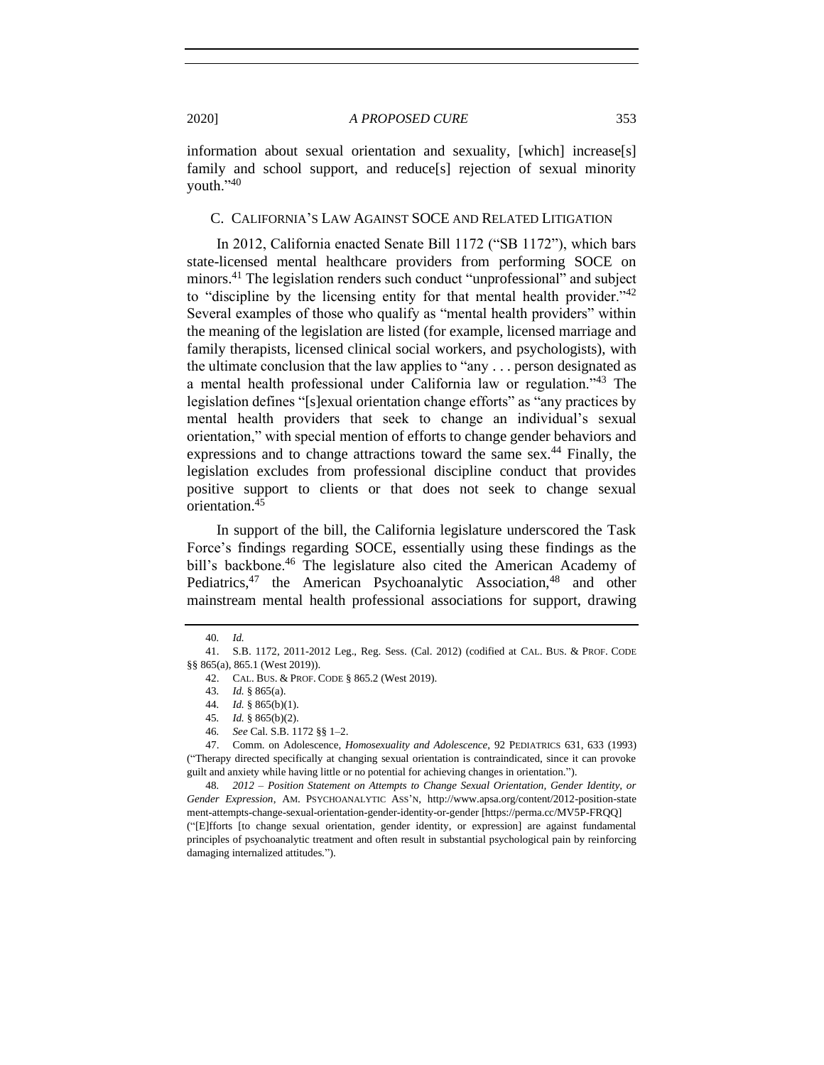information about sexual orientation and sexuality, [which] increase[s] family and school support, and reduce[s] rejection of sexual minority youth."[40]

### C. CALIFORNIA'S LAW AGAINST SOCE AND RELATED LITIGATION

In 2012, California enacted Senate Bill 1172 ("SB 1172"), which bars state-licensed mental healthcare providers from performing SOCE on minors.[41] The legislation renders such conduct "unprofessional" and subject to "discipline by the licensing entity for that mental health provider."[42] Several examples of those who qualify as "mental health providers" within the meaning of the legislation are listed (for example, licensed marriage and family therapists, licensed clinical social workers, and psychologists), with the ultimate conclusion that the law applies to "any . . . person designated as a mental health professional under California law or regulation."[43] The legislation defines "[s]exual orientation change efforts" as "any practices by mental health providers that seek to change an individual's sexual orientation," with special mention of efforts to change gender behaviors and expressions and to change attractions toward the same sex.[44] Finally, the legislation excludes from professional discipline conduct that provides positive support to clients or that does not seek to change sexual orientation.[45]

In support of the bill, the California legislature underscored the Task Force's findings regarding SOCE, essentially using these findings as the bill's backbone.[46] The legislature also cited the American Academy of Pediatrics,[47] the American Psychoanalytic Association,[48] and other mainstream mental health professional associations for support, drawing

---

40. *Id.*

41. S.B. 1172, 2011-2012 Leg., Reg. Sess. (Cal. 2012) (codified at CAL. BUS. & PROF. CODE §§ 865(a), 865.1 (West 2019)).

42. CAL. BUS. & PROF. CODE § 865.2 (West 2019).

43. *Id.* § 865(a).

44. *Id.* § 865(b)(1).

45. *Id.* § 865(b)(2).

46. *See* Cal. S.B. 1172 §§ 1–2.

47. Comm. on Adolescence, *Homosexuality and Adolescence*, 92 PEDIATRICS 631, 633 (1993) ("Therapy directed specifically at changing sexual orientation is contraindicated, since it can provoke guilt and anxiety while having little or no potential for achieving changes in orientation.").

48. *2012 – Position Statement on Attempts to Change Sexual Orientation, Gender Identity, or Gender Expression*, AM. PSYCHOANALYTIC ASS'N, http://www.apsa.org/content/2012-position-statement-attempts-change-sexual-orientation-gender-identity-or-gender [https://perma.cc/MV5P-FRQQ] ("[E]fforts [to change sexual orientation, gender identity, or expression] are against fundamental principles of psychoanalytic treatment and often result in substantial psychological pain by reinforcing damaging internalized attitudes.").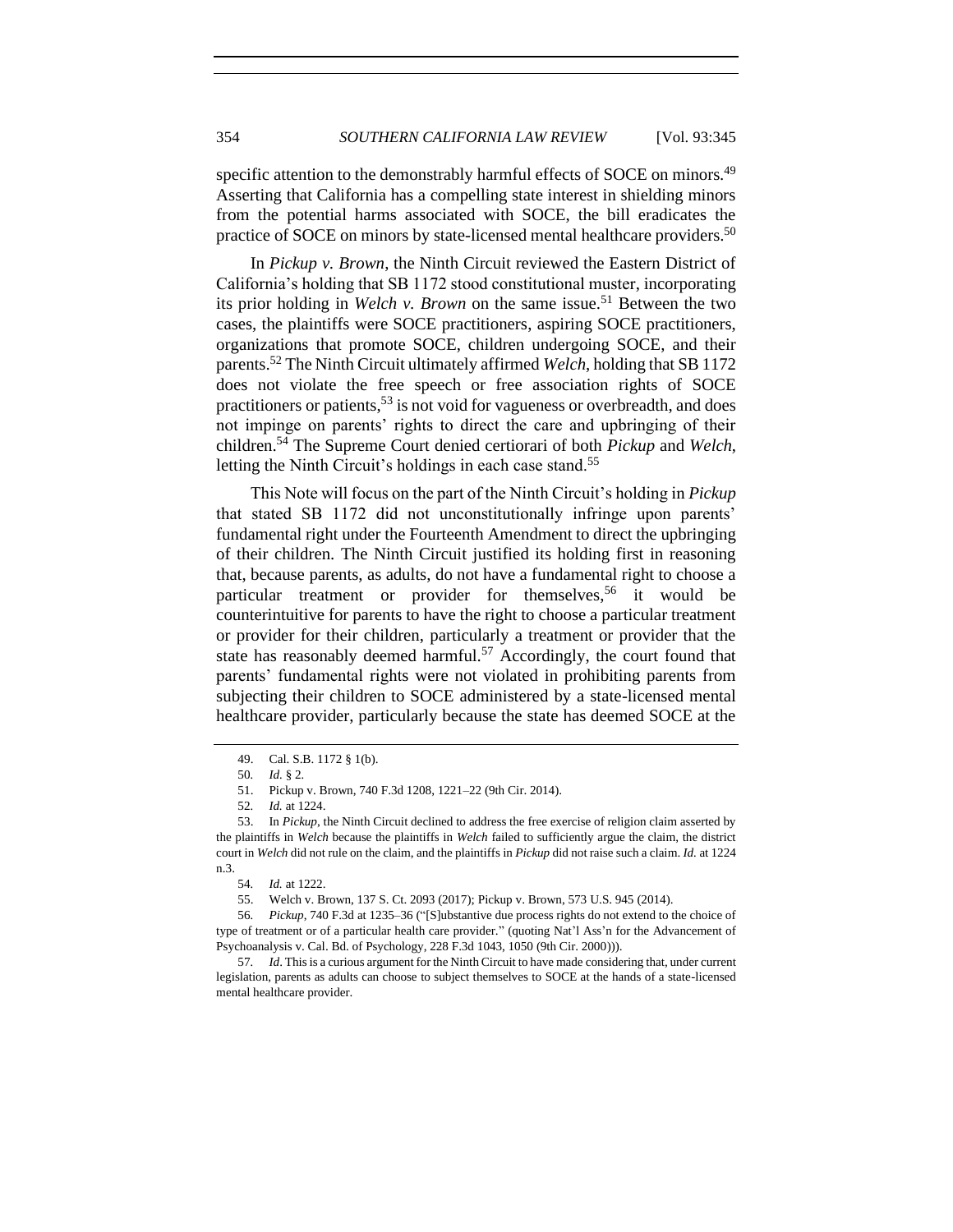specific attention to the demonstrably harmful effects of SOCE on minors.[49] Asserting that California has a compelling state interest in shielding minors from the potential harms associated with SOCE, the bill eradicates the practice of SOCE on minors by state-licensed mental healthcare providers.[50]

In *Pickup v. Brown*, the Ninth Circuit reviewed the Eastern District of California's holding that SB 1172 stood constitutional muster, incorporating its prior holding in *Welch v. Brown* on the same issue.[51] Between the two cases, the plaintiffs were SOCE practitioners, aspiring SOCE practitioners, organizations that promote SOCE, children undergoing SOCE, and their parents.[52] The Ninth Circuit ultimately affirmed *Welch*, holding that SB 1172 does not violate the free speech or free association rights of SOCE practitioners or patients,[53] is not void for vagueness or overbreadth, and does not impinge on parents' rights to direct the care and upbringing of their children.[54] The Supreme Court denied certiorari of both *Pickup* and *Welch*, letting the Ninth Circuit's holdings in each case stand.[55]

This Note will focus on the part of the Ninth Circuit's holding in *Pickup* that stated SB 1172 did not unconstitutionally infringe upon parents' fundamental right under the Fourteenth Amendment to direct the upbringing of their children. The Ninth Circuit justified its holding first in reasoning that, because parents, as adults, do not have a fundamental right to choose a particular treatment or provider for themselves,[56] it would be counterintuitive for parents to have the right to choose a particular treatment or provider for their children, particularly a treatment or provider that the state has reasonably deemed harmful.[57] Accordingly, the court found that parents' fundamental rights were not violated in prohibiting parents from subjecting their children to SOCE administered by a state-licensed mental healthcare provider, particularly because the state has deemed SOCE at the

---

49. Cal. S.B. 1172 § 1(b).

50. *Id.* § 2.

51. Pickup v. Brown, 740 F.3d 1208, 1221–22 (9th Cir. 2014).

52. *Id.* at 1224.

53. In *Pickup*, the Ninth Circuit declined to address the free exercise of religion claim asserted by the plaintiffs in *Welch* because the plaintiffs in *Welch* failed to sufficiently argue the claim, the district court in *Welch* did not rule on the claim, and the plaintiffs in *Pickup* did not raise such a claim. *Id.* at 1224 n.3.

54. *Id.* at 1222.

55. Welch v. Brown, 137 S. Ct. 2093 (2017); Pickup v. Brown, 573 U.S. 945 (2014).

56. *Pickup*, 740 F.3d at 1235–36 ("[S]ubstantive due process rights do not extend to the choice of type of treatment or of a particular health care provider." (quoting Nat'l Ass'n for the Advancement of Psychoanalysis v. Cal. Bd. of Psychology, 228 F.3d 1043, 1050 (9th Cir. 2000))).

57. *Id*. This is a curious argument for the Ninth Circuit to have made considering that, under current legislation, parents as adults can choose to subject themselves to SOCE at the hands of a state-licensed mental healthcare provider.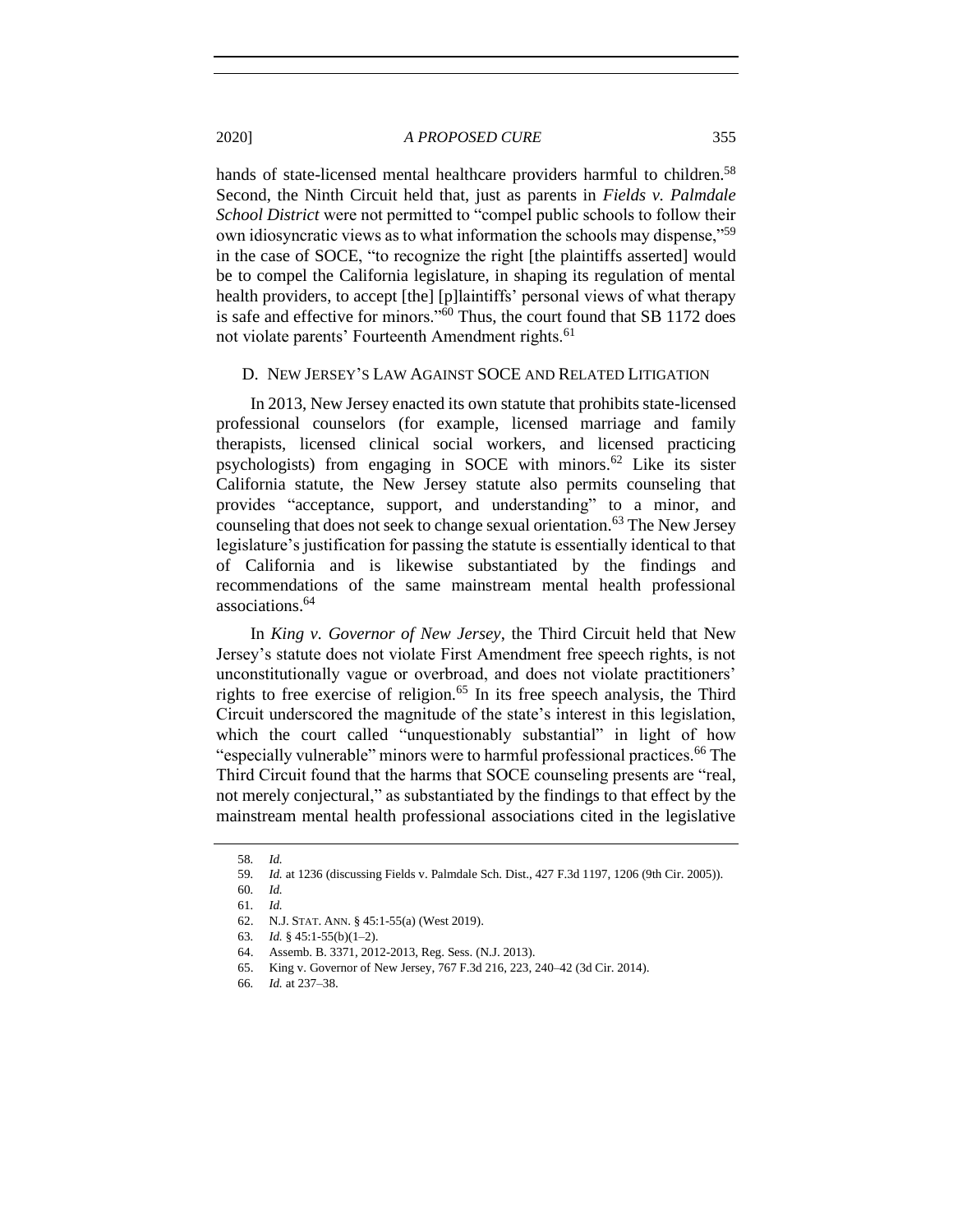hands of state-licensed mental healthcare providers harmful to children.[58] Second, the Ninth Circuit held that, just as parents in *Fields v. Palmdale School District* were not permitted to "compel public schools to follow their own idiosyncratic views as to what information the schools may dispense,"[59] in the case of SOCE, "to recognize the right [the plaintiffs asserted] would be to compel the California legislature, in shaping its regulation of mental health providers, to accept [the] [p]laintiffs' personal views of what therapy is safe and effective for minors."[60] Thus, the court found that SB 1172 does not violate parents' Fourteenth Amendment rights.[61]

### D. New Jersey's Law Against SOCE and Related Litigation

In 2013, New Jersey enacted its own statute that prohibits state-licensed professional counselors (for example, licensed marriage and family therapists, licensed clinical social workers, and licensed practicing psychologists) from engaging in SOCE with minors.[62] Like its sister California statute, the New Jersey statute also permits counseling that provides "acceptance, support, and understanding" to a minor, and counseling that does not seek to change sexual orientation.[63] The New Jersey legislature's justification for passing the statute is essentially identical to that of California and is likewise substantiated by the findings and recommendations of the same mainstream mental health professional associations.[64]

In *King v. Governor of New Jersey*, the Third Circuit held that New Jersey's statute does not violate First Amendment free speech rights, is not unconstitutionally vague or overbroad, and does not violate practitioners' rights to free exercise of religion.[65] In its free speech analysis, the Third Circuit underscored the magnitude of the state's interest in this legislation, which the court called "unquestionably substantial" in light of how "especially vulnerable" minors were to harmful professional practices.[66] The Third Circuit found that the harms that SOCE counseling presents are "real, not merely conjectural," as substantiated by the findings to that effect by the mainstream mental health professional associations cited in the legislative

58. *Id.*
59. *Id.* at 1236 (discussing Fields v. Palmdale Sch. Dist., 427 F.3d 1197, 1206 (9th Cir. 2005)).
60. *Id.*
61. *Id.*
62. N.J. STAT. ANN. § 45:1-55(a) (West 2019).
63. *Id.* § 45:1-55(b)(1–2).
64. Assemb. B. 3371, 2012-2013, Reg. Sess. (N.J. 2013).
65. King v. Governor of New Jersey, 767 F.3d 216, 223, 240–42 (3d Cir. 2014).
66. *Id.* at 237–38.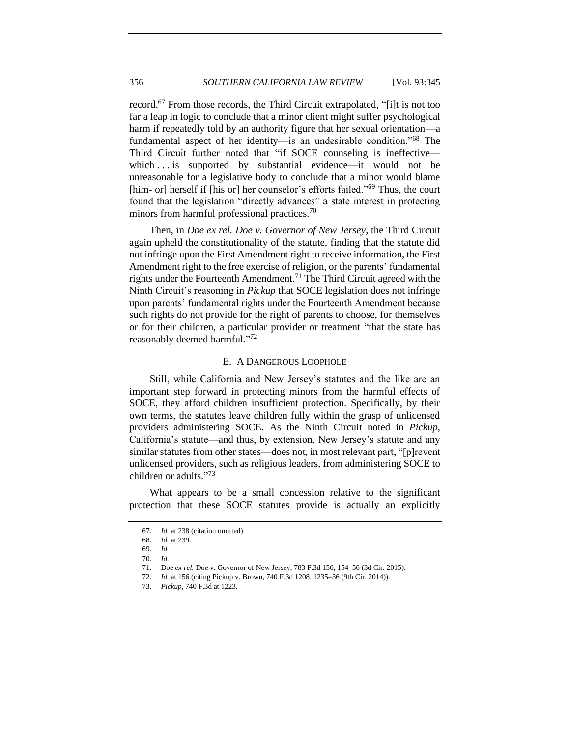record.[67] From those records, the Third Circuit extrapolated, "[i]t is not too far a leap in logic to conclude that a minor client might suffer psychological harm if repeatedly told by an authority figure that her sexual orientation—a fundamental aspect of her identity—is an undesirable condition."[68] The Third Circuit further noted that "if SOCE counseling is ineffective—which . . . is supported by substantial evidence—it would not be unreasonable for a legislative body to conclude that a minor would blame [him- or] herself if [his or] her counselor's efforts failed."[69] Thus, the court found that the legislation "directly advances" a state interest in protecting minors from harmful professional practices.[70]

Then, in *Doe ex rel. Doe v. Governor of New Jersey*, the Third Circuit again upheld the constitutionality of the statute, finding that the statute did not infringe upon the First Amendment right to receive information, the First Amendment right to the free exercise of religion, or the parents' fundamental rights under the Fourteenth Amendment.[71] The Third Circuit agreed with the Ninth Circuit's reasoning in *Pickup* that SOCE legislation does not infringe upon parents' fundamental rights under the Fourteenth Amendment because such rights do not provide for the right of parents to choose, for themselves or for their children, a particular provider or treatment "that the state has reasonably deemed harmful."[72]

### E. A Dangerous Loophole

Still, while California and New Jersey's statutes and the like are an important step forward in protecting minors from the harmful effects of SOCE, they afford children insufficient protection. Specifically, by their own terms, the statutes leave children fully within the grasp of unlicensed providers administering SOCE. As the Ninth Circuit noted in *Pickup*, California's statute—and thus, by extension, New Jersey's statute and any similar statutes from other states—does not, in most relevant part, "[p]revent unlicensed providers, such as religious leaders, from administering SOCE to children or adults."[73]

What appears to be a small concession relative to the significant protection that these SOCE statutes provide is actually an explicitly

---

67. *Id.* at 238 (citation omitted).

68. *Id.* at 239.

69. *Id.*

70. *Id.*

71. Doe *ex rel.* Doe v. Governor of New Jersey, 783 F.3d 150, 154–56 (3d Cir. 2015).

72. *Id.* at 156 (citing Pickup v. Brown, 740 F.3d 1208, 1235–36 (9th Cir. 2014)).

73. *Pickup*, 740 F.3d at 1223.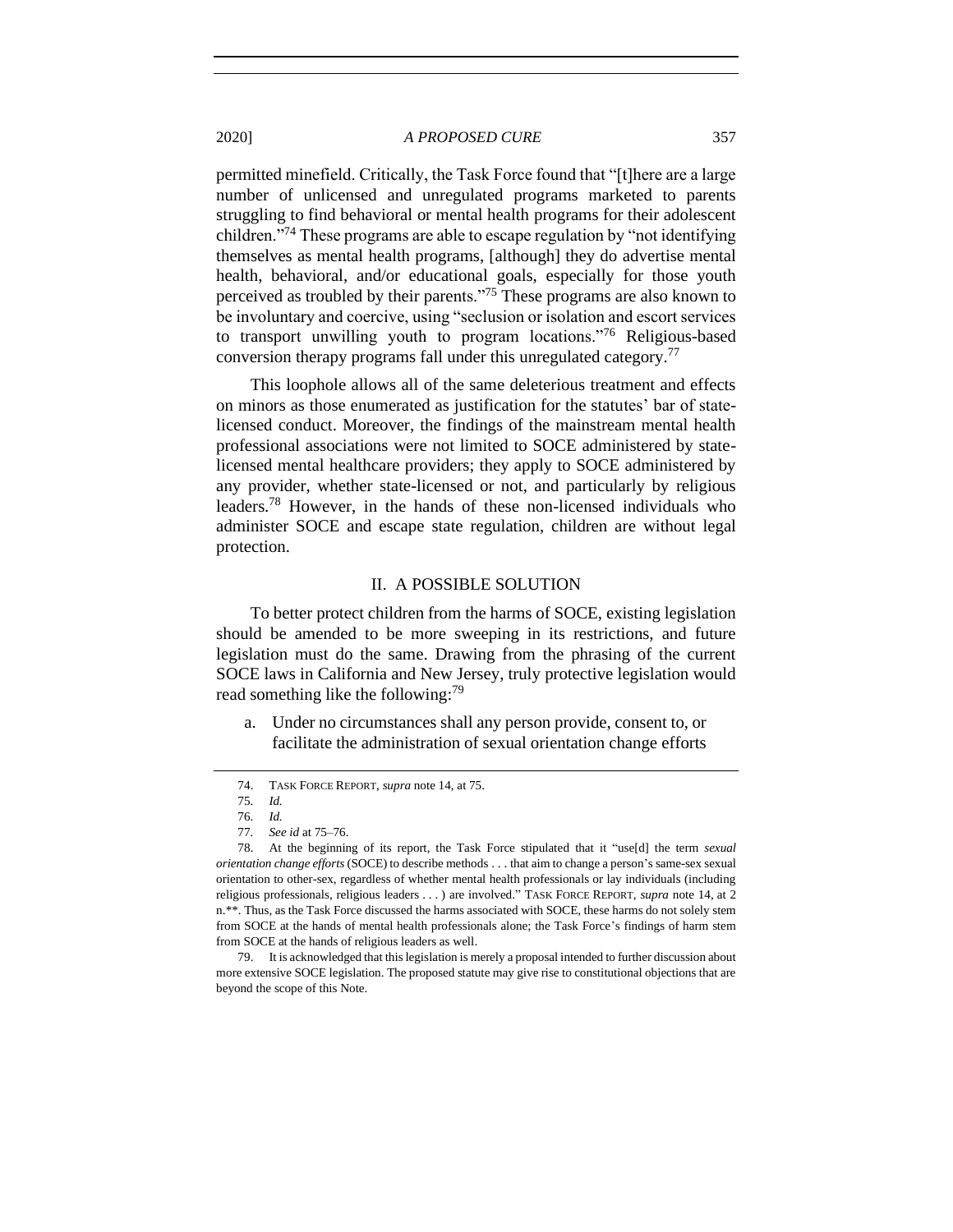permitted minefield. Critically, the Task Force found that "[t]here are a large number of unlicensed and unregulated programs marketed to parents struggling to find behavioral or mental health programs for their adolescent children."[74] These programs are able to escape regulation by "not identifying themselves as mental health programs, [although] they do advertise mental health, behavioral, and/or educational goals, especially for those youth perceived as troubled by their parents."[75] These programs are also known to be involuntary and coercive, using "seclusion or isolation and escort services to transport unwilling youth to program locations."[76] Religious-based conversion therapy programs fall under this unregulated category.[77]

This loophole allows all of the same deleterious treatment and effects on minors as those enumerated as justification for the statutes' bar of state-licensed conduct. Moreover, the findings of the mainstream mental health professional associations were not limited to SOCE administered by state-licensed mental healthcare providers; they apply to SOCE administered by any provider, whether state-licensed or not, and particularly by religious leaders.[78] However, in the hands of these non-licensed individuals who administer SOCE and escape state regulation, children are without legal protection.

## II. A POSSIBLE SOLUTION

To better protect children from the harms of SOCE, existing legislation should be amended to be more sweeping in its restrictions, and future legislation must do the same. Drawing from the phrasing of the current SOCE laws in California and New Jersey, truly protective legislation would read something like the following:[79]

a. Under no circumstances shall any person provide, consent to, or facilitate the administration of sexual orientation change efforts

---

74. TASK FORCE REPORT, *supra* note 14, at 75.

75. *Id.*

76. *Id.*

77. *See id* at 75–76.

78. At the beginning of its report, the Task Force stipulated that it "use[d] the term *sexual orientation change efforts* (SOCE) to describe methods . . . that aim to change a person's same-sex sexual orientation to other-sex, regardless of whether mental health professionals or lay individuals (including religious professionals, religious leaders . . . ) are involved." TASK FORCE REPORT, *supra* note 14, at 2 n.**. Thus, as the Task Force discussed the harms associated with SOCE, these harms do not solely stem from SOCE at the hands of mental health professionals alone; the Task Force's findings of harm stem from SOCE at the hands of religious leaders as well.

79. It is acknowledged that this legislation is merely a proposal intended to further discussion about more extensive SOCE legislation. The proposed statute may give rise to constitutional objections that are beyond the scope of this Note.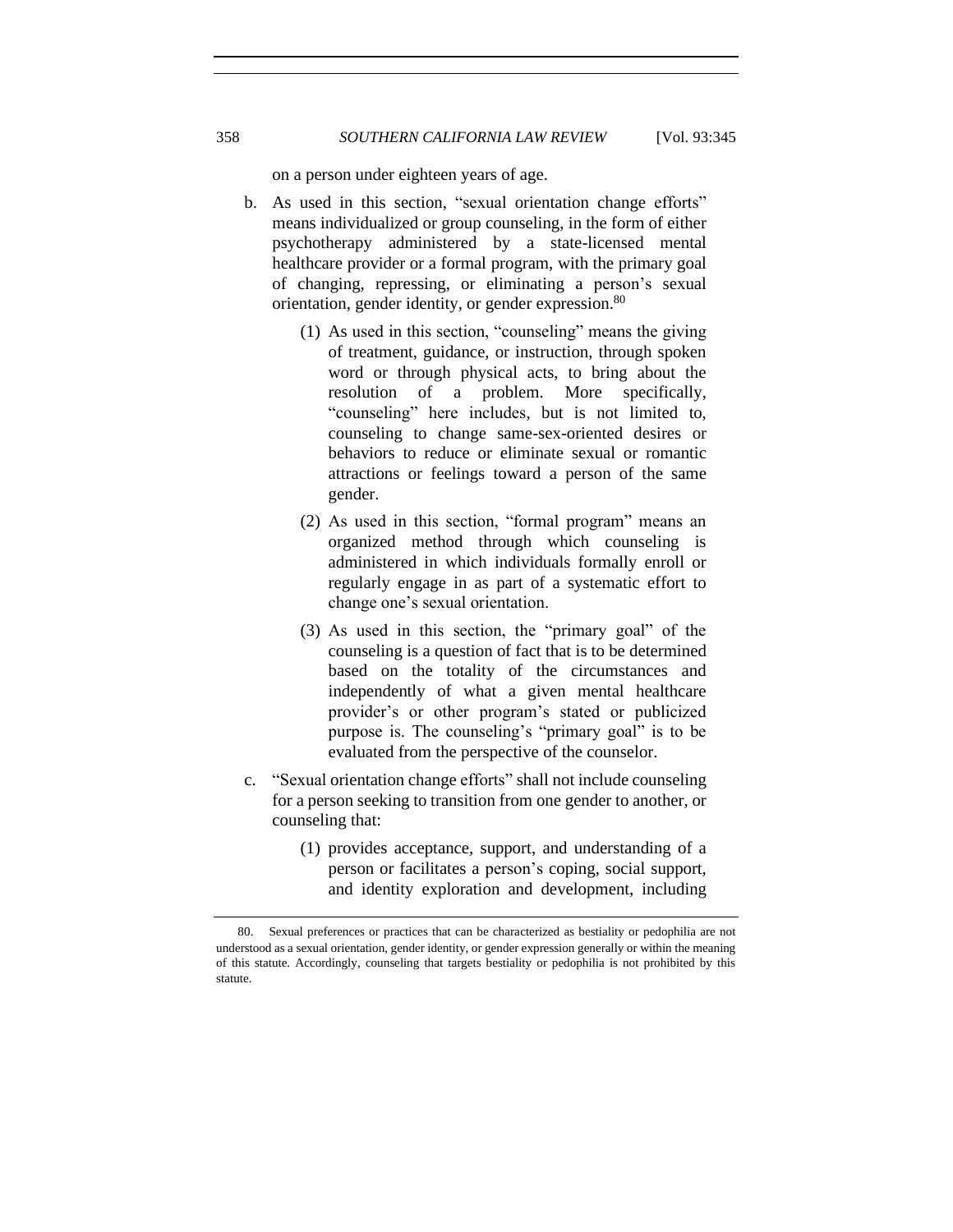on a person under eighteen years of age.

b. As used in this section, "sexual orientation change efforts" means individualized or group counseling, in the form of either psychotherapy administered by a state-licensed mental healthcare provider or a formal program, with the primary goal of changing, repressing, or eliminating a person's sexual orientation, gender identity, or gender expression.[80]

   (1) As used in this section, "counseling" means the giving of treatment, guidance, or instruction, through spoken word or through physical acts, to bring about the resolution of a problem. More specifically, "counseling" here includes, but is not limited to, counseling to change same-sex-oriented desires or behaviors to reduce or eliminate sexual or romantic attractions or feelings toward a person of the same gender.

   (2) As used in this section, "formal program" means an organized method through which counseling is administered in which individuals formally enroll or regularly engage in as part of a systematic effort to change one's sexual orientation.

   (3) As used in this section, the "primary goal" of the counseling is a question of fact that is to be determined based on the totality of the circumstances and independently of what a given mental healthcare provider's or other program's stated or publicized purpose is. The counseling's "primary goal" is to be evaluated from the perspective of the counselor.

c. "Sexual orientation change efforts" shall not include counseling for a person seeking to transition from one gender to another, or counseling that:

   (1) provides acceptance, support, and understanding of a person or facilitates a person's coping, social support, and identity exploration and development, including

---

80. Sexual preferences or practices that can be characterized as bestiality or pedophilia are not understood as a sexual orientation, gender identity, or gender expression generally or within the meaning of this statute. Accordingly, counseling that targets bestiality or pedophilia is not prohibited by this statute.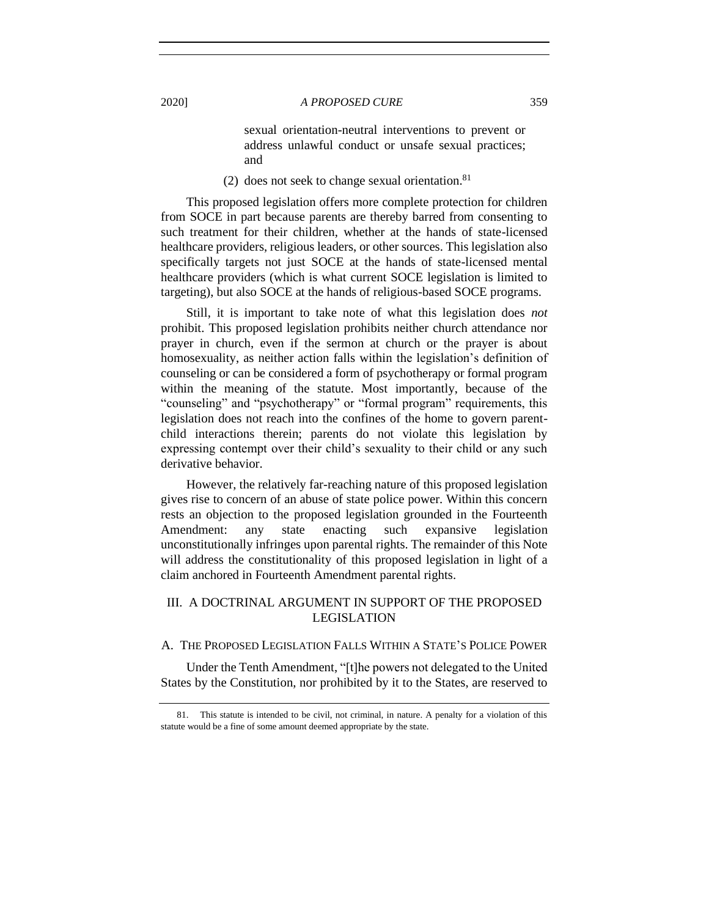sexual orientation-neutral interventions to prevent or address unlawful conduct or unsafe sexual practices; and

(2) does not seek to change sexual orientation.[81]

This proposed legislation offers more complete protection for children from SOCE in part because parents are thereby barred from consenting to such treatment for their children, whether at the hands of state-licensed healthcare providers, religious leaders, or other sources. This legislation also specifically targets not just SOCE at the hands of state-licensed mental healthcare providers (which is what current SOCE legislation is limited to targeting), but also SOCE at the hands of religious-based SOCE programs.

Still, it is important to take note of what this legislation does *not* prohibit. This proposed legislation prohibits neither church attendance nor prayer in church, even if the sermon at church or the prayer is about homosexuality, as neither action falls within the legislation's definition of counseling or can be considered a form of psychotherapy or formal program within the meaning of the statute. Most importantly, because of the "counseling" and "psychotherapy" or "formal program" requirements, this legislation does not reach into the confines of the home to govern parent-child interactions therein; parents do not violate this legislation by expressing contempt over their child's sexuality to their child or any such derivative behavior.

However, the relatively far-reaching nature of this proposed legislation gives rise to concern of an abuse of state police power. Within this concern rests an objection to the proposed legislation grounded in the Fourteenth Amendment: any state enacting such expansive legislation unconstitutionally infringes upon parental rights. The remainder of this Note will address the constitutionality of this proposed legislation in light of a claim anchored in Fourteenth Amendment parental rights.

## III. A DOCTRINAL ARGUMENT IN SUPPORT OF THE PROPOSED LEGISLATION

### A. THE PROPOSED LEGISLATION FALLS WITHIN A STATE'S POLICE POWER

Under the Tenth Amendment, "[t]he powers not delegated to the United States by the Constitution, nor prohibited by it to the States, are reserved to

---

81. This statute is intended to be civil, not criminal, in nature. A penalty for a violation of this statute would be a fine of some amount deemed appropriate by the state.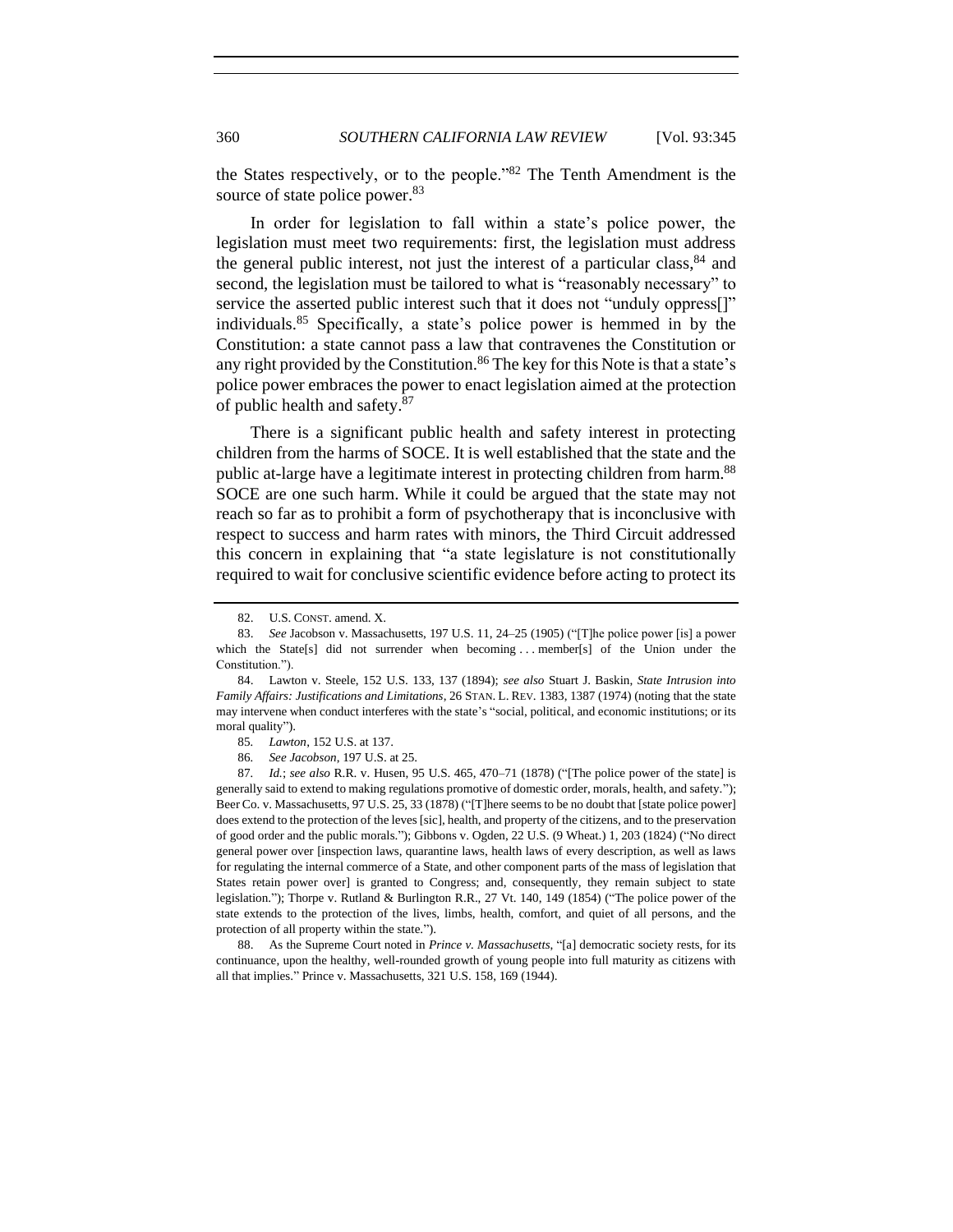the States respectively, or to the people."[82] The Tenth Amendment is the source of state police power.[83]

In order for legislation to fall within a state's police power, the legislation must meet two requirements: first, the legislation must address the general public interest, not just the interest of a particular class,[84] and second, the legislation must be tailored to what is "reasonably necessary" to service the asserted public interest such that it does not "unduly oppress[]" individuals.[85] Specifically, a state's police power is hemmed in by the Constitution: a state cannot pass a law that contravenes the Constitution or any right provided by the Constitution.[86] The key for this Note is that a state's police power embraces the power to enact legislation aimed at the protection of public health and safety.[87]

There is a significant public health and safety interest in protecting children from the harms of SOCE. It is well established that the state and the public at-large have a legitimate interest in protecting children from harm.[88] SOCE are one such harm. While it could be argued that the state may not reach so far as to prohibit a form of psychotherapy that is inconclusive with respect to success and harm rates with minors, the Third Circuit addressed this concern in explaining that "a state legislature is not constitutionally required to wait for conclusive scientific evidence before acting to protect its

---

82. U.S. CONST. amend. X.

83. *See* Jacobson v. Massachusetts, 197 U.S. 11, 24–25 (1905) ("[T]he police power [is] a power which the State[s] did not surrender when becoming . . . member[s] of the Union under the Constitution.").

84. Lawton v. Steele, 152 U.S. 133, 137 (1894); *see also* Stuart J. Baskin, *State Intrusion into Family Affairs: Justifications and Limitations*, 26 STAN. L. REV. 1383, 1387 (1974) (noting that the state may intervene when conduct interferes with the state's "social, political, and economic institutions; or its moral quality").

85. *Lawton*, 152 U.S. at 137.

86. *See Jacobson*, 197 U.S. at 25.

87. *Id.*; *see also* R.R. v. Husen, 95 U.S. 465, 470–71 (1878) ("[The police power of the state] is generally said to extend to making regulations promotive of domestic order, morals, health, and safety."); Beer Co. v. Massachusetts, 97 U.S. 25, 33 (1878) ("[T]here seems to be no doubt that [state police power] does extend to the protection of the leves [sic], health, and property of the citizens, and to the preservation of good order and the public morals."); Gibbons v. Ogden, 22 U.S. (9 Wheat.) 1, 203 (1824) ("No direct general power over [inspection laws, quarantine laws, health laws of every description, as well as laws for regulating the internal commerce of a State, and other component parts of the mass of legislation that States retain power over] is granted to Congress; and, consequently, they remain subject to state legislation."); Thorpe v. Rutland & Burlington R.R., 27 Vt. 140, 149 (1854) ("The police power of the state extends to the protection of the lives, limbs, health, comfort, and quiet of all persons, and the protection of all property within the state.").

88. As the Supreme Court noted in *Prince v. Massachusetts*, "[a] democratic society rests, for its continuance, upon the healthy, well-rounded growth of young people into full maturity as citizens with all that implies." Prince v. Massachusetts, 321 U.S. 158, 169 (1944).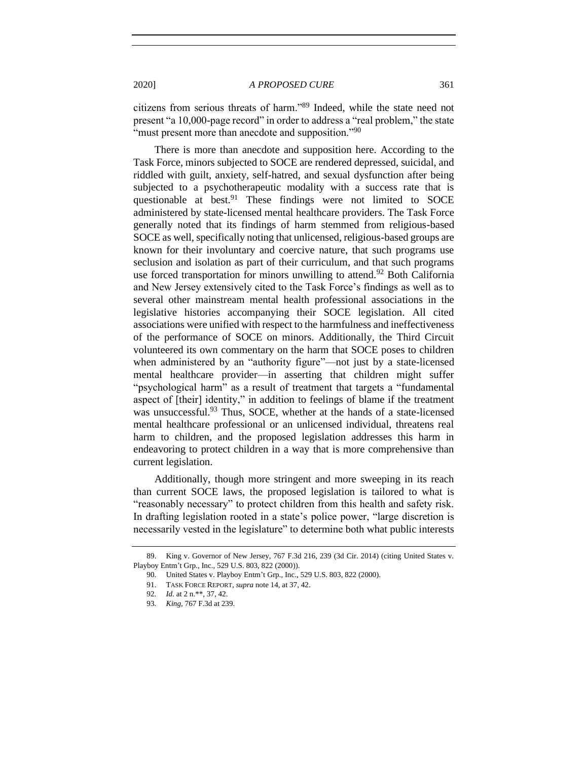citizens from serious threats of harm."[89] Indeed, while the state need not present "a 10,000-page record" in order to address a "real problem," the state "must present more than anecdote and supposition."[90]

There is more than anecdote and supposition here. According to the Task Force, minors subjected to SOCE are rendered depressed, suicidal, and riddled with guilt, anxiety, self-hatred, and sexual dysfunction after being subjected to a psychotherapeutic modality with a success rate that is questionable at best.[91] These findings were not limited to SOCE administered by state-licensed mental healthcare providers. The Task Force generally noted that its findings of harm stemmed from religious-based SOCE as well, specifically noting that unlicensed, religious-based groups are known for their involuntary and coercive nature, that such programs use seclusion and isolation as part of their curriculum, and that such programs use forced transportation for minors unwilling to attend.[92] Both California and New Jersey extensively cited to the Task Force's findings as well as to several other mainstream mental health professional associations in the legislative histories accompanying their SOCE legislation. All cited associations were unified with respect to the harmfulness and ineffectiveness of the performance of SOCE on minors. Additionally, the Third Circuit volunteered its own commentary on the harm that SOCE poses to children when administered by an "authority figure"—not just by a state-licensed mental healthcare provider—in asserting that children might suffer "psychological harm" as a result of treatment that targets a "fundamental aspect of [their] identity," in addition to feelings of blame if the treatment was unsuccessful.[93] Thus, SOCE, whether at the hands of a state-licensed mental healthcare professional or an unlicensed individual, threatens real harm to children, and the proposed legislation addresses this harm in endeavoring to protect children in a way that is more comprehensive than current legislation.

Additionally, though more stringent and more sweeping in its reach than current SOCE laws, the proposed legislation is tailored to what is "reasonably necessary" to protect children from this health and safety risk. In drafting legislation rooted in a state's police power, "large discretion is necessarily vested in the legislature" to determine both what public interests

---

89. King v. Governor of New Jersey, 767 F.3d 216, 239 (3d Cir. 2014) (citing United States v. Playboy Entm't Grp., Inc., 529 U.S. 803, 822 (2000)).

90. United States v. Playboy Entm't Grp., Inc., 529 U.S. 803, 822 (2000).

91. TASK FORCE REPORT, *supra* note 14, at 37, 42.

92. *Id.* at 2 n.**, 37, 42.

93. *King*, 767 F.3d at 239.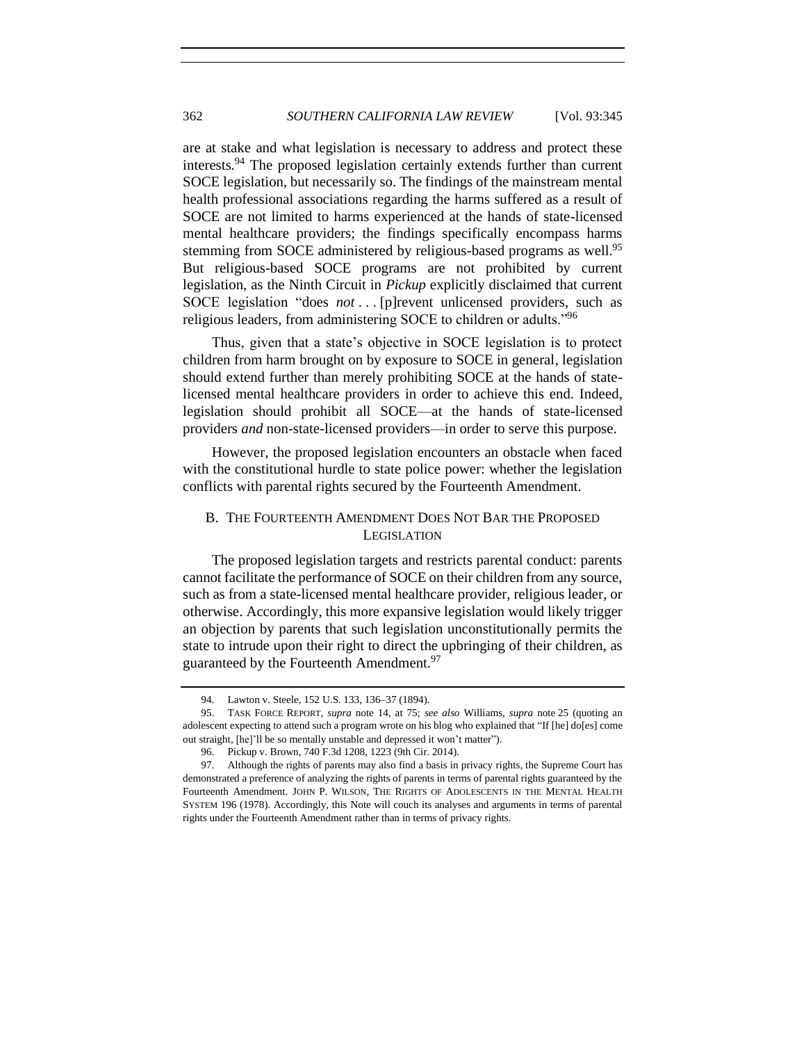are at stake and what legislation is necessary to address and protect these interests.[94] The proposed legislation certainly extends further than current SOCE legislation, but necessarily so. The findings of the mainstream mental health professional associations regarding the harms suffered as a result of SOCE are not limited to harms experienced at the hands of state-licensed mental healthcare providers; the findings specifically encompass harms stemming from SOCE administered by religious-based programs as well.[95] But religious-based SOCE programs are not prohibited by current legislation, as the Ninth Circuit in *Pickup* explicitly disclaimed that current SOCE legislation "does *not* . . . [p]revent unlicensed providers, such as religious leaders, from administering SOCE to children or adults."[96]

Thus, given that a state's objective in SOCE legislation is to protect children from harm brought on by exposure to SOCE in general, legislation should extend further than merely prohibiting SOCE at the hands of state-licensed mental healthcare providers in order to achieve this end. Indeed, legislation should prohibit all SOCE—at the hands of state-licensed providers *and* non-state-licensed providers—in order to serve this purpose.

However, the proposed legislation encounters an obstacle when faced with the constitutional hurdle to state police power: whether the legislation conflicts with parental rights secured by the Fourteenth Amendment.

### B. The Fourteenth Amendment Does Not Bar the Proposed Legislation

The proposed legislation targets and restricts parental conduct: parents cannot facilitate the performance of SOCE on their children from any source, such as from a state-licensed mental healthcare provider, religious leader, or otherwise. Accordingly, this more expansive legislation would likely trigger an objection by parents that such legislation unconstitutionally permits the state to intrude upon their right to direct the upbringing of their children, as guaranteed by the Fourteenth Amendment.[97]

---

94. Lawton v. Steele, 152 U.S. 133, 136–37 (1894).

95. Task Force Report, *supra* note 14, at 75; *see also* Williams, *supra* note 25 (quoting an adolescent expecting to attend such a program wrote on his blog who explained that "If [he] do[es] come out straight, [he]'ll be so mentally unstable and depressed it won't matter").

96. Pickup v. Brown, 740 F.3d 1208, 1223 (9th Cir. 2014).

97. Although the rights of parents may also find a basis in privacy rights, the Supreme Court has demonstrated a preference of analyzing the rights of parents in terms of parental rights guaranteed by the Fourteenth Amendment. John P. Wilson, The Rights of Adolescents in the Mental Health System 196 (1978). Accordingly, this Note will couch its analyses and arguments in terms of parental rights under the Fourteenth Amendment rather than in terms of privacy rights.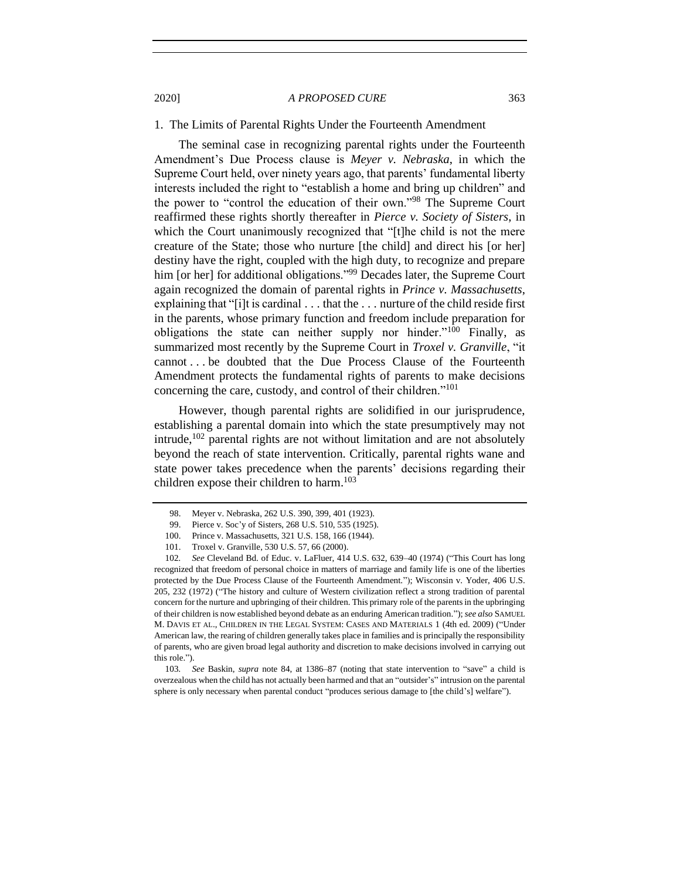### 1. The Limits of Parental Rights Under the Fourteenth Amendment

The seminal case in recognizing parental rights under the Fourteenth Amendment's Due Process clause is *Meyer v. Nebraska*, in which the Supreme Court held, over ninety years ago, that parents' fundamental liberty interests included the right to "establish a home and bring up children" and the power to "control the education of their own."[98] The Supreme Court reaffirmed these rights shortly thereafter in *Pierce v. Society of Sisters*, in which the Court unanimously recognized that "[t]he child is not the mere creature of the State; those who nurture [the child] and direct his [or her] destiny have the right, coupled with the high duty, to recognize and prepare him [or her] for additional obligations."[99] Decades later, the Supreme Court again recognized the domain of parental rights in *Prince v. Massachusetts*, explaining that "[i]t is cardinal . . . that the . . . nurture of the child reside first in the parents, whose primary function and freedom include preparation for obligations the state can neither supply nor hinder."[100] Finally, as summarized most recently by the Supreme Court in *Troxel v. Granville*, "it cannot . . . be doubted that the Due Process Clause of the Fourteenth Amendment protects the fundamental rights of parents to make decisions concerning the care, custody, and control of their children."[101]

However, though parental rights are solidified in our jurisprudence, establishing a parental domain into which the state presumptively may not intrude,[102] parental rights are not without limitation and are not absolutely beyond the reach of state intervention. Critically, parental rights wane and state power takes precedence when the parents' decisions regarding their children expose their children to harm.[103]

---

98. Meyer v. Nebraska, 262 U.S. 390, 399, 401 (1923).

99. Pierce v. Soc'y of Sisters, 268 U.S. 510, 535 (1925).

100. Prince v. Massachusetts, 321 U.S. 158, 166 (1944).

101. Troxel v. Granville, 530 U.S. 57, 66 (2000).

102. *See* Cleveland Bd. of Educ. v. LaFluer, 414 U.S. 632, 639–40 (1974) ("This Court has long recognized that freedom of personal choice in matters of marriage and family life is one of the liberties protected by the Due Process Clause of the Fourteenth Amendment."); Wisconsin v. Yoder, 406 U.S. 205, 232 (1972) ("The history and culture of Western civilization reflect a strong tradition of parental concern for the nurture and upbringing of their children. This primary role of the parents in the upbringing of their children is now established beyond debate as an enduring American tradition."); *see also* SAMUEL M. DAVIS ET AL., CHILDREN IN THE LEGAL SYSTEM: CASES AND MATERIALS 1 (4th ed. 2009) ("Under American law, the rearing of children generally takes place in families and is principally the responsibility of parents, who are given broad legal authority and discretion to make decisions involved in carrying out this role.").

103. *See* Baskin, *supra* note 84, at 1386–87 (noting that state intervention to "save" a child is overzealous when the child has not actually been harmed and that an "outsider's" intrusion on the parental sphere is only necessary when parental conduct "produces serious damage to [the child's] welfare").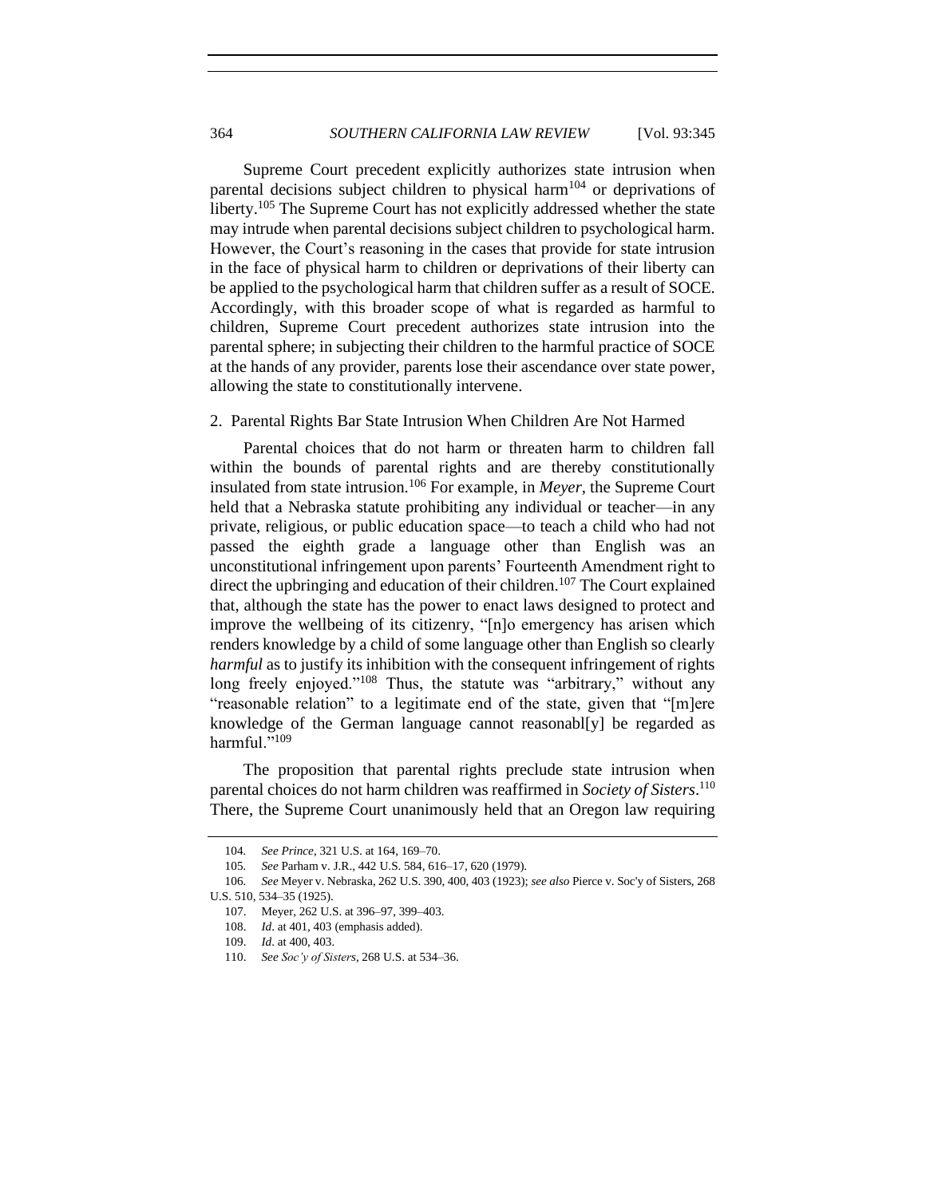Supreme Court precedent explicitly authorizes state intrusion when parental decisions subject children to physical harm[104] or deprivations of liberty.[105] The Supreme Court has not explicitly addressed whether the state may intrude when parental decisions subject children to psychological harm. However, the Court's reasoning in the cases that provide for state intrusion in the face of physical harm to children or deprivations of their liberty can be applied to the psychological harm that children suffer as a result of SOCE. Accordingly, with this broader scope of what is regarded as harmful to children, Supreme Court precedent authorizes state intrusion into the parental sphere; in subjecting their children to the harmful practice of SOCE at the hands of any provider, parents lose their ascendance over state power, allowing the state to constitutionally intervene.

### 2. Parental Rights Bar State Intrusion When Children Are Not Harmed

Parental choices that do not harm or threaten harm to children fall within the bounds of parental rights and are thereby constitutionally insulated from state intrusion.[106] For example, in *Meyer*, the Supreme Court held that a Nebraska statute prohibiting any individual or teacher—in any private, religious, or public education space—to teach a child who had not passed the eighth grade a language other than English was an unconstitutional infringement upon parents' Fourteenth Amendment right to direct the upbringing and education of their children.[107] The Court explained that, although the state has the power to enact laws designed to protect and improve the wellbeing of its citizenry, "[n]o emergency has arisen which renders knowledge by a child of some language other than English so clearly *harmful* as to justify its inhibition with the consequent infringement of rights long freely enjoyed."[108] Thus, the statute was "arbitrary," without any "reasonable relation" to a legitimate end of the state, given that "[m]ere knowledge of the German language cannot reasonabl[y] be regarded as harmful."[109]

The proposition that parental rights preclude state intrusion when parental choices do not harm children was reaffirmed in *Society of Sisters*.[110] There, the Supreme Court unanimously held that an Oregon law requiring

---

104. *See Prince*, 321 U.S. at 164, 169–70.

105. *See* Parham v. J.R., 442 U.S. 584, 616–17, 620 (1979).

106. *See* Meyer v. Nebraska, 262 U.S. 390, 400, 403 (1923); *see also* Pierce v. Soc'y of Sisters, 268 U.S. 510, 534–35 (1925).

107. Meyer, 262 U.S. at 396–97, 399–403.

108. *Id*. at 401, 403 (emphasis added).

109. *Id*. at 400, 403.

110. *See Soc'y of Sisters*, 268 U.S. at 534–36.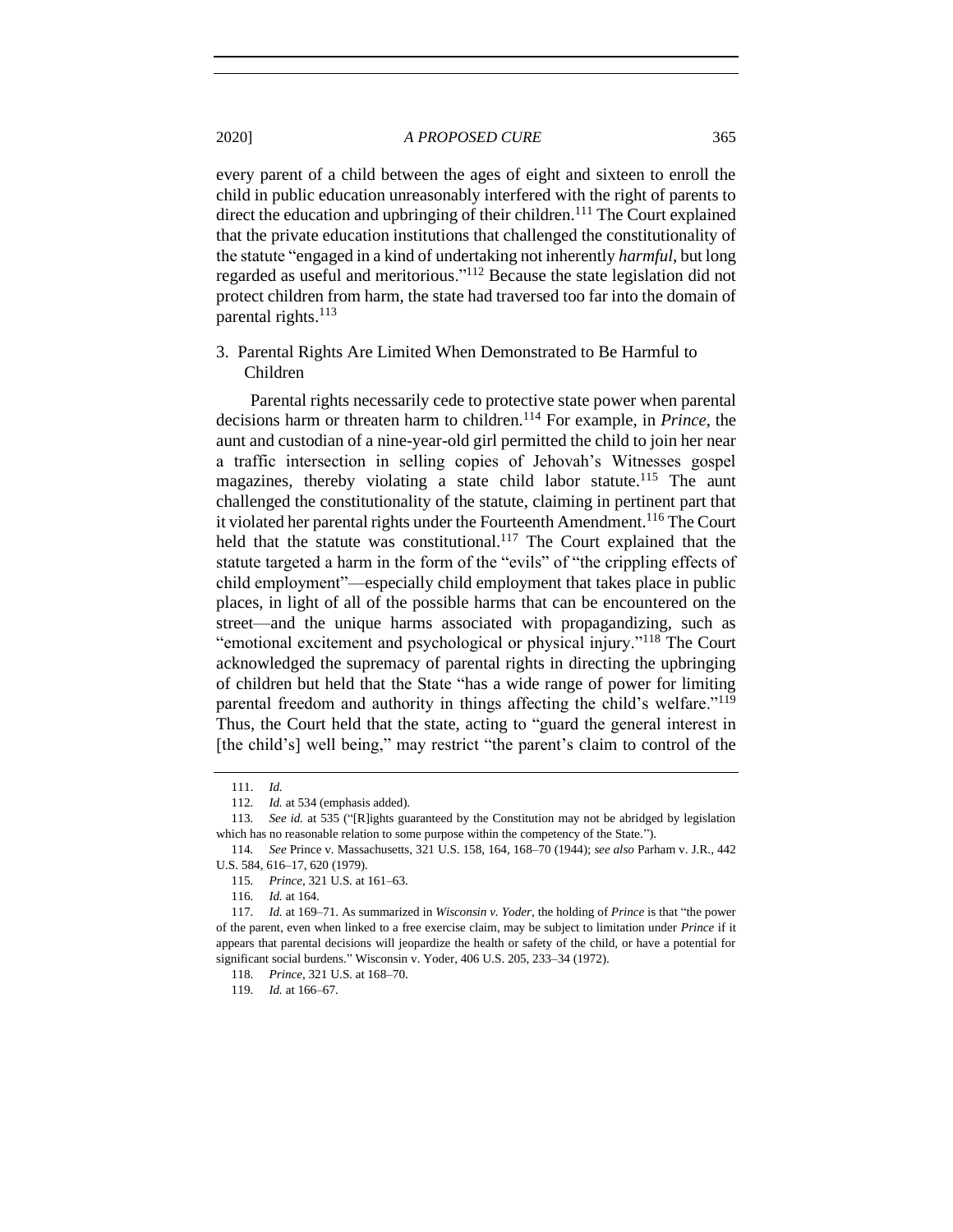every parent of a child between the ages of eight and sixteen to enroll the child in public education unreasonably interfered with the right of parents to direct the education and upbringing of their children.[111] The Court explained that the private education institutions that challenged the constitutionality of the statute "engaged in a kind of undertaking not inherently *harmful*, but long regarded as useful and meritorious."[112] Because the state legislation did not protect children from harm, the state had traversed too far into the domain of parental rights.[113]

### 3. Parental Rights Are Limited When Demonstrated to Be Harmful to Children

Parental rights necessarily cede to protective state power when parental decisions harm or threaten harm to children.[114] For example, in *Prince*, the aunt and custodian of a nine-year-old girl permitted the child to join her near a traffic intersection in selling copies of Jehovah's Witnesses gospel magazines, thereby violating a state child labor statute.[115] The aunt challenged the constitutionality of the statute, claiming in pertinent part that it violated her parental rights under the Fourteenth Amendment.[116] The Court held that the statute was constitutional.[117] The Court explained that the statute targeted a harm in the form of the "evils" of "the crippling effects of child employment"—especially child employment that takes place in public places, in light of all of the possible harms that can be encountered on the street—and the unique harms associated with propagandizing, such as "emotional excitement and psychological or physical injury."[118] The Court acknowledged the supremacy of parental rights in directing the upbringing of children but held that the State "has a wide range of power for limiting parental freedom and authority in things affecting the child's welfare."[119] Thus, the Court held that the state, acting to "guard the general interest in [the child's] well being," may restrict "the parent's claim to control of the

---

111. *Id.*

112. *Id.* at 534 (emphasis added).

113. *See id.* at 535 ("[R]ights guaranteed by the Constitution may not be abridged by legislation which has no reasonable relation to some purpose within the competency of the State.").

114. *See* Prince v. Massachusetts, 321 U.S. 158, 164, 168–70 (1944); *see also* Parham v. J.R., 442 U.S. 584, 616–17, 620 (1979).

115. *Prince*, 321 U.S. at 161–63.

116. *Id.* at 164.

117. *Id.* at 169–71. As summarized in *Wisconsin v. Yoder*, the holding of *Prince* is that "the power of the parent, even when linked to a free exercise claim, may be subject to limitation under *Prince* if it appears that parental decisions will jeopardize the health or safety of the child, or have a potential for significant social burdens." Wisconsin v. Yoder, 406 U.S. 205, 233–34 (1972).

118. *Prince*, 321 U.S. at 168–70.

119. *Id.* at 166–67.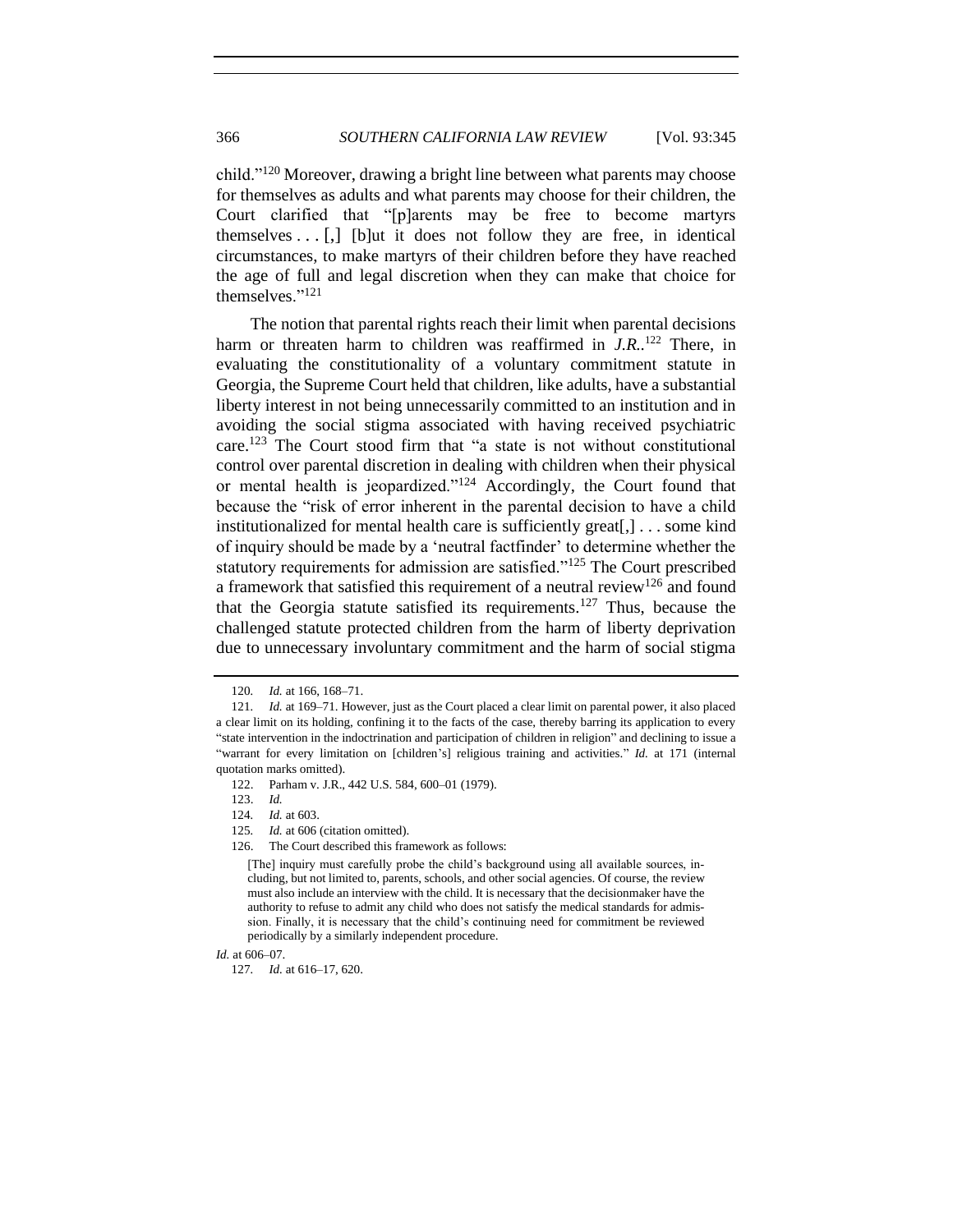child."[120] Moreover, drawing a bright line between what parents may choose for themselves as adults and what parents may choose for their children, the Court clarified that "[p]arents may be free to become martyrs themselves . . . [,] [b]ut it does not follow they are free, in identical circumstances, to make martyrs of their children before they have reached the age of full and legal discretion when they can make that choice for themselves."[121]

The notion that parental rights reach their limit when parental decisions harm or threaten harm to children was reaffirmed in *J.R.*.[122] There, in evaluating the constitutionality of a voluntary commitment statute in Georgia, the Supreme Court held that children, like adults, have a substantial liberty interest in not being unnecessarily committed to an institution and in avoiding the social stigma associated with having received psychiatric care.[123] The Court stood firm that "a state is not without constitutional control over parental discretion in dealing with children when their physical or mental health is jeopardized."[124] Accordingly, the Court found that because the "risk of error inherent in the parental decision to have a child institutionalized for mental health care is sufficiently great[,] . . . some kind of inquiry should be made by a 'neutral factfinder' to determine whether the statutory requirements for admission are satisfied."[125] The Court prescribed a framework that satisfied this requirement of a neutral review[126] and found that the Georgia statute satisfied its requirements.[127] Thus, because the challenged statute protected children from the harm of liberty deprivation due to unnecessary involuntary commitment and the harm of social stigma

---

120. *Id.* at 166, 168–71.

121. *Id.* at 169–71. However, just as the Court placed a clear limit on parental power, it also placed a clear limit on its holding, confining it to the facts of the case, thereby barring its application to every "state intervention in the indoctrination and participation of children in religion" and declining to issue a "warrant for every limitation on [children's] religious training and activities." *Id.* at 171 (internal quotation marks omitted).

122. Parham v. J.R., 442 U.S. 584, 600–01 (1979).

123. *Id.*

124. *Id.* at 603.

125. *Id.* at 606 (citation omitted).

126. The Court described this framework as follows:

> [The] inquiry must carefully probe the child's background using all available sources, including, but not limited to, parents, schools, and other social agencies. Of course, the review must also include an interview with the child. It is necessary that the decisionmaker have the authority to refuse to admit any child who does not satisfy the medical standards for admission. Finally, it is necessary that the child's continuing need for commitment be reviewed periodically by a similarly independent procedure.

*Id.* at 606–07.

127. *Id.* at 616–17, 620.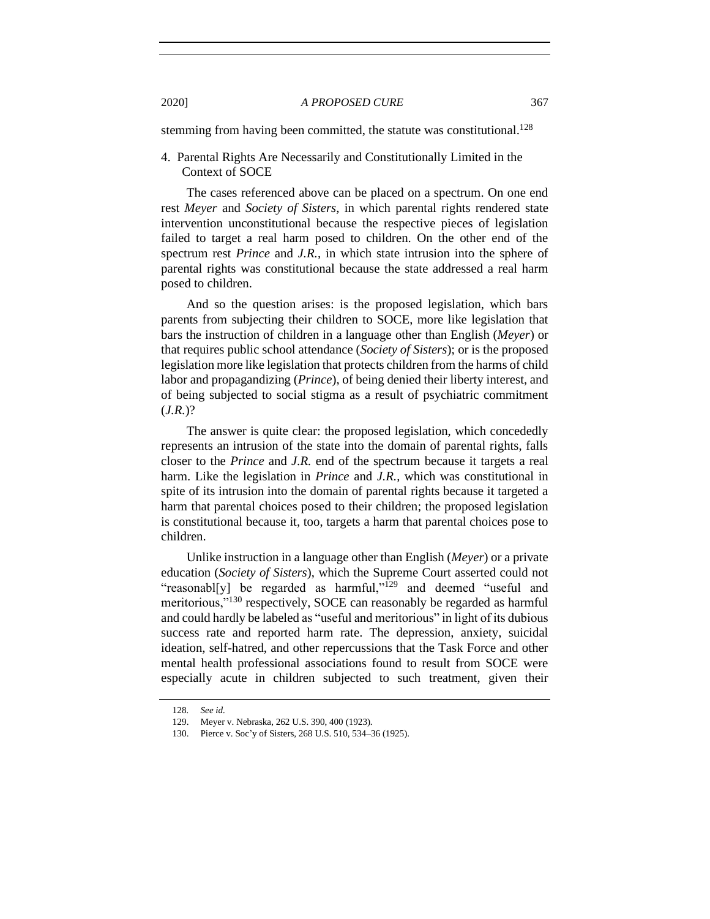stemming from having been committed, the statute was constitutional.[128]

4. Parental Rights Are Necessarily and Constitutionally Limited in the Context of SOCE

The cases referenced above can be placed on a spectrum. On one end rest *Meyer* and *Society of Sisters*, in which parental rights rendered state intervention unconstitutional because the respective pieces of legislation failed to target a real harm posed to children. On the other end of the spectrum rest *Prince* and *J.R.*, in which state intrusion into the sphere of parental rights was constitutional because the state addressed a real harm posed to children.

And so the question arises: is the proposed legislation, which bars parents from subjecting their children to SOCE, more like legislation that bars the instruction of children in a language other than English (*Meyer*) or that requires public school attendance (*Society of Sisters*); or is the proposed legislation more like legislation that protects children from the harms of child labor and propagandizing (*Prince*), of being denied their liberty interest, and of being subjected to social stigma as a result of psychiatric commitment (*J.R.*)?

The answer is quite clear: the proposed legislation, which concededly represents an intrusion of the state into the domain of parental rights, falls closer to the *Prince* and *J.R.* end of the spectrum because it targets a real harm. Like the legislation in *Prince* and *J.R.*, which was constitutional in spite of its intrusion into the domain of parental rights because it targeted a harm that parental choices posed to their children; the proposed legislation is constitutional because it, too, targets a harm that parental choices pose to children.

Unlike instruction in a language other than English (*Meyer*) or a private education (*Society of Sisters*), which the Supreme Court asserted could not "reasonabl[y] be regarded as harmful,"[129] and deemed "useful and meritorious,"[130] respectively, SOCE can reasonably be regarded as harmful and could hardly be labeled as "useful and meritorious" in light of its dubious success rate and reported harm rate. The depression, anxiety, suicidal ideation, self-hatred, and other repercussions that the Task Force and other mental health professional associations found to result from SOCE were especially acute in children subjected to such treatment, given their

128. *See id.*

129. Meyer v. Nebraska, 262 U.S. 390, 400 (1923).

130. Pierce v. Soc'y of Sisters, 268 U.S. 510, 534–36 (1925).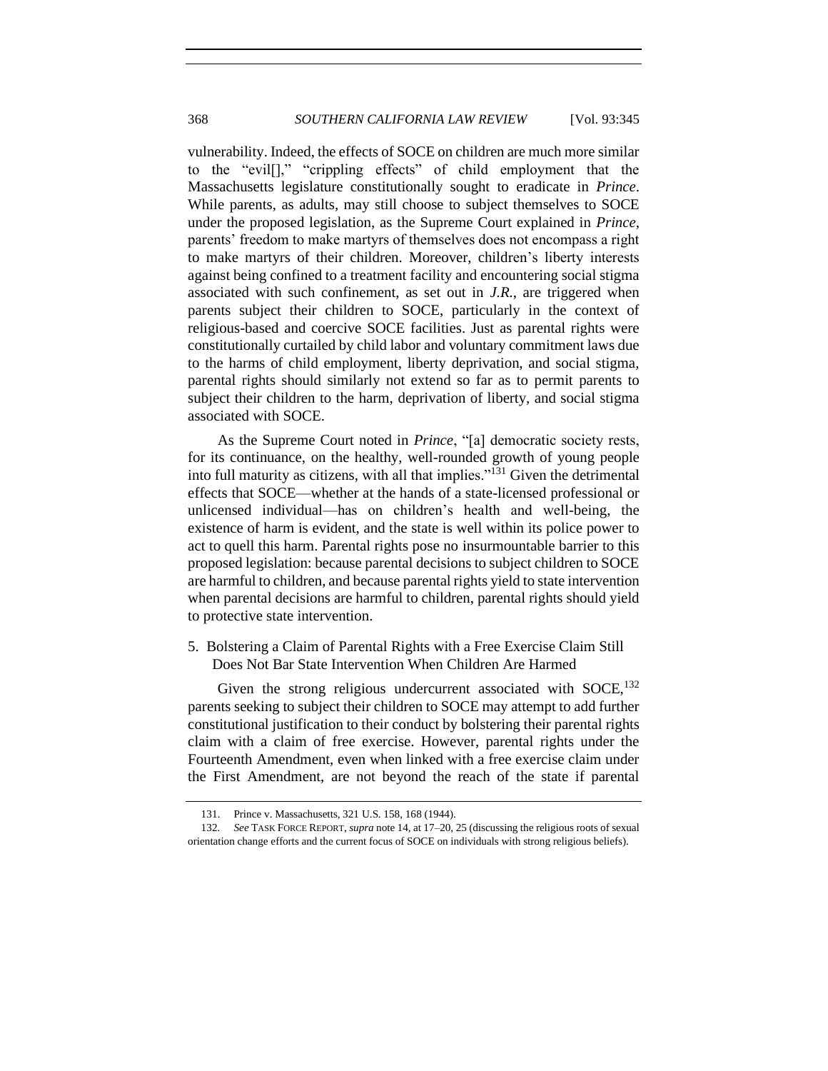vulnerability. Indeed, the effects of SOCE on children are much more similar to the "evil[]," "crippling effects" of child employment that the Massachusetts legislature constitutionally sought to eradicate in *Prince*. While parents, as adults, may still choose to subject themselves to SOCE under the proposed legislation, as the Supreme Court explained in *Prince*, parents' freedom to make martyrs of themselves does not encompass a right to make martyrs of their children. Moreover, children's liberty interests against being confined to a treatment facility and encountering social stigma associated with such confinement, as set out in *J.R.*, are triggered when parents subject their children to SOCE, particularly in the context of religious-based and coercive SOCE facilities. Just as parental rights were constitutionally curtailed by child labor and voluntary commitment laws due to the harms of child employment, liberty deprivation, and social stigma, parental rights should similarly not extend so far as to permit parents to subject their children to the harm, deprivation of liberty, and social stigma associated with SOCE.

As the Supreme Court noted in *Prince*, "[a] democratic society rests, for its continuance, on the healthy, well-rounded growth of young people into full maturity as citizens, with all that implies."[131] Given the detrimental effects that SOCE—whether at the hands of a state-licensed professional or unlicensed individual—has on children's health and well-being, the existence of harm is evident, and the state is well within its police power to act to quell this harm. Parental rights pose no insurmountable barrier to this proposed legislation: because parental decisions to subject children to SOCE are harmful to children, and because parental rights yield to state intervention when parental decisions are harmful to children, parental rights should yield to protective state intervention.

5. Bolstering a Claim of Parental Rights with a Free Exercise Claim Still Does Not Bar State Intervention When Children Are Harmed

Given the strong religious undercurrent associated with SOCE,[132] parents seeking to subject their children to SOCE may attempt to add further constitutional justification to their conduct by bolstering their parental rights claim with a claim of free exercise. However, parental rights under the Fourteenth Amendment, even when linked with a free exercise claim under the First Amendment, are not beyond the reach of the state if parental

131. Prince v. Massachusetts, 321 U.S. 158, 168 (1944).

132. *See* TASK FORCE REPORT, *supra* note 14, at 17–20, 25 (discussing the religious roots of sexual orientation change efforts and the current focus of SOCE on individuals with strong religious beliefs).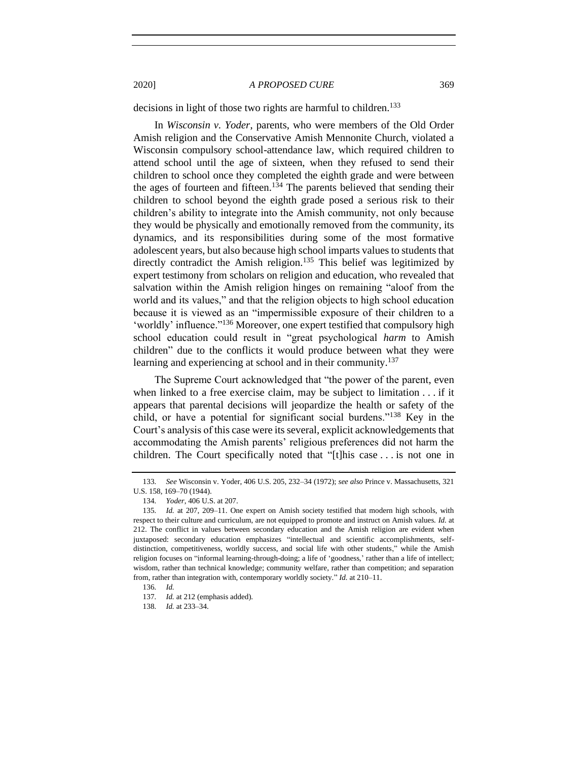decisions in light of those two rights are harmful to children.[133]

In *Wisconsin v. Yoder*, parents, who were members of the Old Order Amish religion and the Conservative Amish Mennonite Church, violated a Wisconsin compulsory school-attendance law, which required children to attend school until the age of sixteen, when they refused to send their children to school once they completed the eighth grade and were between the ages of fourteen and fifteen.[134] The parents believed that sending their children to school beyond the eighth grade posed a serious risk to their children's ability to integrate into the Amish community, not only because they would be physically and emotionally removed from the community, its dynamics, and its responsibilities during some of the most formative adolescent years, but also because high school imparts values to students that directly contradict the Amish religion.[135] This belief was legitimized by expert testimony from scholars on religion and education, who revealed that salvation within the Amish religion hinges on remaining "aloof from the world and its values," and that the religion objects to high school education because it is viewed as an "impermissible exposure of their children to a 'worldly' influence."[136] Moreover, one expert testified that compulsory high school education could result in "great psychological *harm* to Amish children" due to the conflicts it would produce between what they were learning and experiencing at school and in their community.[137]

The Supreme Court acknowledged that "the power of the parent, even when linked to a free exercise claim, may be subject to limitation . . . if it appears that parental decisions will jeopardize the health or safety of the child, or have a potential for significant social burdens."[138] Key in the Court's analysis of this case were its several, explicit acknowledgements that accommodating the Amish parents' religious preferences did not harm the children. The Court specifically noted that "[t]his case . . . is not one in

---

133. *See* Wisconsin v. Yoder, 406 U.S. 205, 232–34 (1972); *see also* Prince v. Massachusetts, 321 U.S. 158, 169–70 (1944).

134. *Yoder*, 406 U.S. at 207.

135. *Id.* at 207, 209–11. One expert on Amish society testified that modern high schools, with respect to their culture and curriculum, are not equipped to promote and instruct on Amish values. *Id.* at 212. The conflict in values between secondary education and the Amish religion are evident when juxtaposed: secondary education emphasizes "intellectual and scientific accomplishments, self-distinction, competitiveness, worldly success, and social life with other students," while the Amish religion focuses on "informal learning-through-doing; a life of 'goodness,' rather than a life of intellect; wisdom, rather than technical knowledge; community welfare, rather than competition; and separation from, rather than integration with, contemporary worldly society." *Id.* at 210–11.

136. *Id.*

137. *Id.* at 212 (emphasis added).

138. *Id.* at 233–34.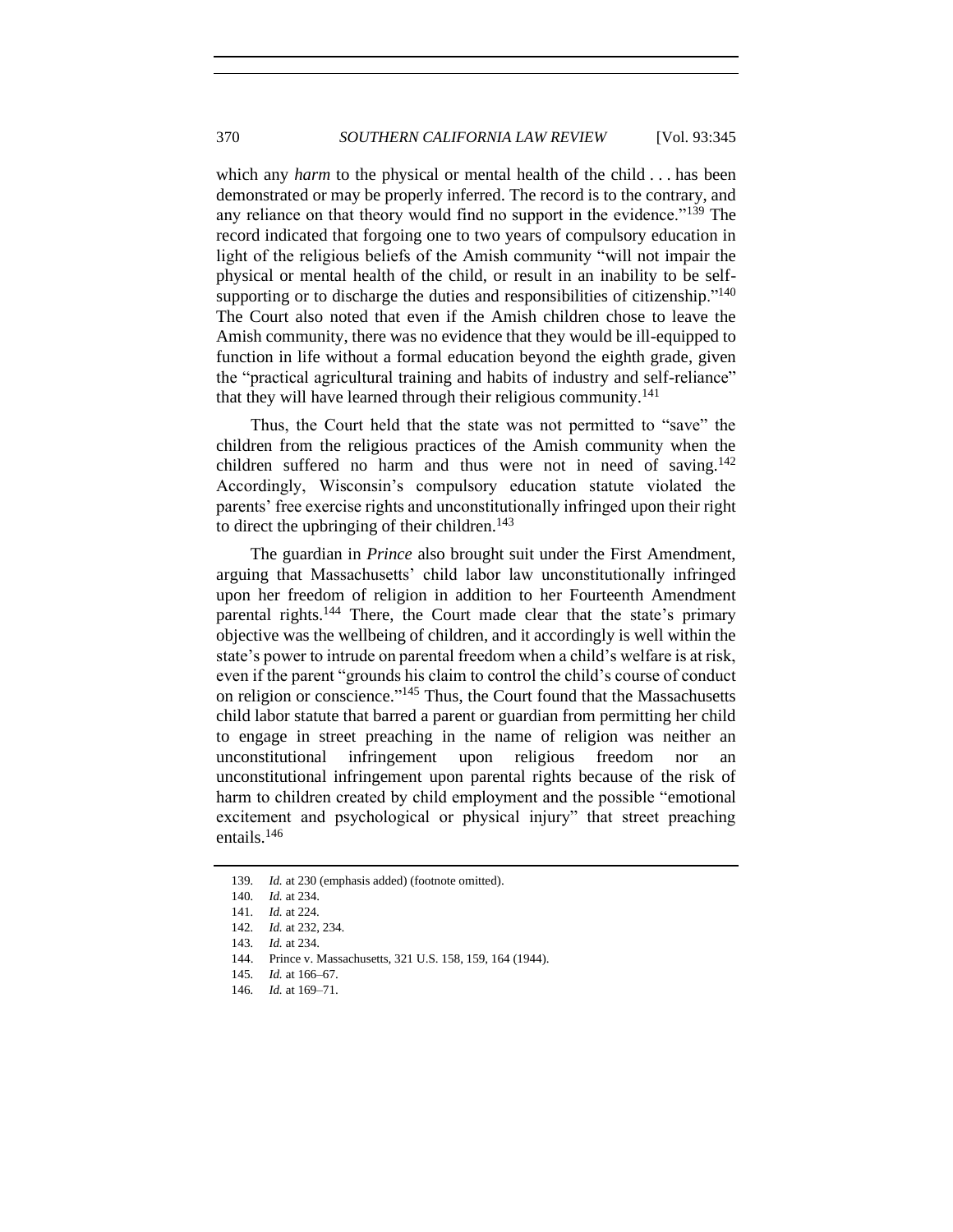which any *harm* to the physical or mental health of the child . . . has been demonstrated or may be properly inferred. The record is to the contrary, and any reliance on that theory would find no support in the evidence."[139] The record indicated that forgoing one to two years of compulsory education in light of the religious beliefs of the Amish community "will not impair the physical or mental health of the child, or result in an inability to be self-supporting or to discharge the duties and responsibilities of citizenship."[140] The Court also noted that even if the Amish children chose to leave the Amish community, there was no evidence that they would be ill-equipped to function in life without a formal education beyond the eighth grade, given the "practical agricultural training and habits of industry and self-reliance" that they will have learned through their religious community.[141]

Thus, the Court held that the state was not permitted to "save" the children from the religious practices of the Amish community when the children suffered no harm and thus were not in need of saving.[142] Accordingly, Wisconsin's compulsory education statute violated the parents' free exercise rights and unconstitutionally infringed upon their right to direct the upbringing of their children.[143]

The guardian in *Prince* also brought suit under the First Amendment, arguing that Massachusetts' child labor law unconstitutionally infringed upon her freedom of religion in addition to her Fourteenth Amendment parental rights.[144] There, the Court made clear that the state's primary objective was the wellbeing of children, and it accordingly is well within the state's power to intrude on parental freedom when a child's welfare is at risk, even if the parent "grounds his claim to control the child's course of conduct on religion or conscience."[145] Thus, the Court found that the Massachusetts child labor statute that barred a parent or guardian from permitting her child to engage in street preaching in the name of religion was neither an unconstitutional infringement upon religious freedom nor an unconstitutional infringement upon parental rights because of the risk of harm to children created by child employment and the possible "emotional excitement and psychological or physical injury" that street preaching entails.[146]

---

139. *Id.* at 230 (emphasis added) (footnote omitted).

140. *Id.* at 234.

141. *Id.* at 224.

142. *Id.* at 232, 234.

143. *Id.* at 234.

144. Prince v. Massachusetts, 321 U.S. 158, 159, 164 (1944).

145. *Id.* at 166–67.

146. *Id.* at 169–71.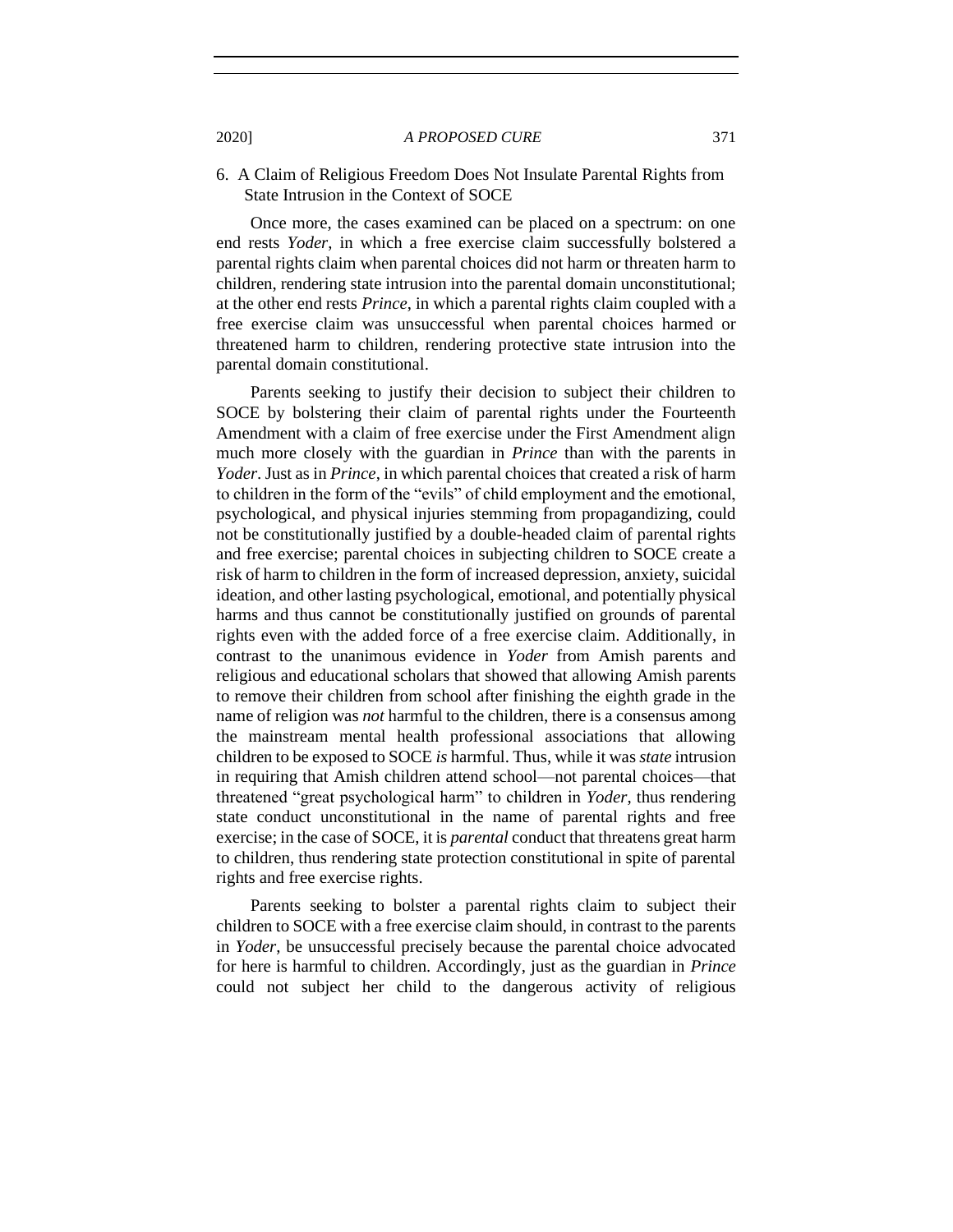### 6. A Claim of Religious Freedom Does Not Insulate Parental Rights from State Intrusion in the Context of SOCE

Once more, the cases examined can be placed on a spectrum: on one end rests *Yoder*, in which a free exercise claim successfully bolstered a parental rights claim when parental choices did not harm or threaten harm to children, rendering state intrusion into the parental domain unconstitutional; at the other end rests *Prince*, in which a parental rights claim coupled with a free exercise claim was unsuccessful when parental choices harmed or threatened harm to children, rendering protective state intrusion into the parental domain constitutional.

Parents seeking to justify their decision to subject their children to SOCE by bolstering their claim of parental rights under the Fourteenth Amendment with a claim of free exercise under the First Amendment align much more closely with the guardian in *Prince* than with the parents in *Yoder*. Just as in *Prince*, in which parental choices that created a risk of harm to children in the form of the "evils" of child employment and the emotional, psychological, and physical injuries stemming from propagandizing, could not be constitutionally justified by a double-headed claim of parental rights and free exercise; parental choices in subjecting children to SOCE create a risk of harm to children in the form of increased depression, anxiety, suicidal ideation, and other lasting psychological, emotional, and potentially physical harms and thus cannot be constitutionally justified on grounds of parental rights even with the added force of a free exercise claim. Additionally, in contrast to the unanimous evidence in *Yoder* from Amish parents and religious and educational scholars that showed that allowing Amish parents to remove their children from school after finishing the eighth grade in the name of religion was *not* harmful to the children, there is a consensus among the mainstream mental health professional associations that allowing children to be exposed to SOCE *is* harmful. Thus, while it was *state* intrusion in requiring that Amish children attend school—not parental choices—that threatened "great psychological harm" to children in *Yoder*, thus rendering state conduct unconstitutional in the name of parental rights and free exercise; in the case of SOCE, it is *parental* conduct that threatens great harm to children, thus rendering state protection constitutional in spite of parental rights and free exercise rights.

Parents seeking to bolster a parental rights claim to subject their children to SOCE with a free exercise claim should, in contrast to the parents in *Yoder*, be unsuccessful precisely because the parental choice advocated for here is harmful to children. Accordingly, just as the guardian in *Prince* could not subject her child to the dangerous activity of religious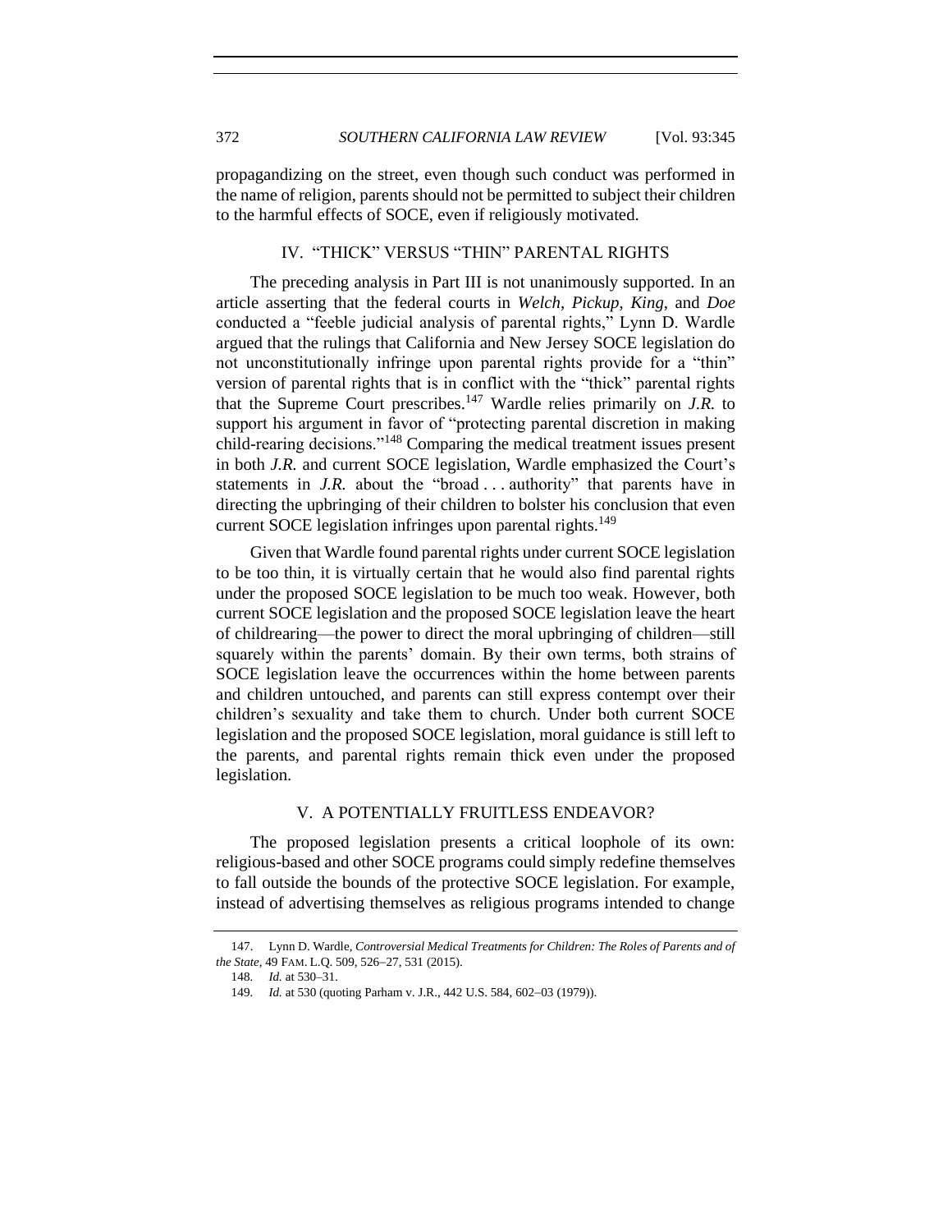propagandizing on the street, even though such conduct was performed in the name of religion, parents should not be permitted to subject their children to the harmful effects of SOCE, even if religiously motivated.

## IV. "THICK" VERSUS "THIN" PARENTAL RIGHTS

The preceding analysis in Part III is not unanimously supported. In an article asserting that the federal courts in *Welch*, *Pickup*, *King*, and *Doe* conducted a "feeble judicial analysis of parental rights," Lynn D. Wardle argued that the rulings that California and New Jersey SOCE legislation do not unconstitutionally infringe upon parental rights provide for a "thin" version of parental rights that is in conflict with the "thick" parental rights that the Supreme Court prescribes.[147] Wardle relies primarily on *J.R.* to support his argument in favor of "protecting parental discretion in making child-rearing decisions."[148] Comparing the medical treatment issues present in both *J.R.* and current SOCE legislation, Wardle emphasized the Court's statements in *J.R.* about the "broad . . . authority" that parents have in directing the upbringing of their children to bolster his conclusion that even current SOCE legislation infringes upon parental rights.[149]

Given that Wardle found parental rights under current SOCE legislation to be too thin, it is virtually certain that he would also find parental rights under the proposed SOCE legislation to be much too weak. However, both current SOCE legislation and the proposed SOCE legislation leave the heart of childrearing—the power to direct the moral upbringing of children—still squarely within the parents' domain. By their own terms, both strains of SOCE legislation leave the occurrences within the home between parents and children untouched, and parents can still express contempt over their children's sexuality and take them to church. Under both current SOCE legislation and the proposed SOCE legislation, moral guidance is still left to the parents, and parental rights remain thick even under the proposed legislation.

## V. A POTENTIALLY FRUITLESS ENDEAVOR?

The proposed legislation presents a critical loophole of its own: religious-based and other SOCE programs could simply redefine themselves to fall outside the bounds of the protective SOCE legislation. For example, instead of advertising themselves as religious programs intended to change

---

147. Lynn D. Wardle, *Controversial Medical Treatments for Children: The Roles of Parents and of the State*, 49 FAM. L.Q. 509, 526–27, 531 (2015).

148. *Id.* at 530–31.

149. *Id.* at 530 (quoting Parham v. J.R., 442 U.S. 584, 602–03 (1979)).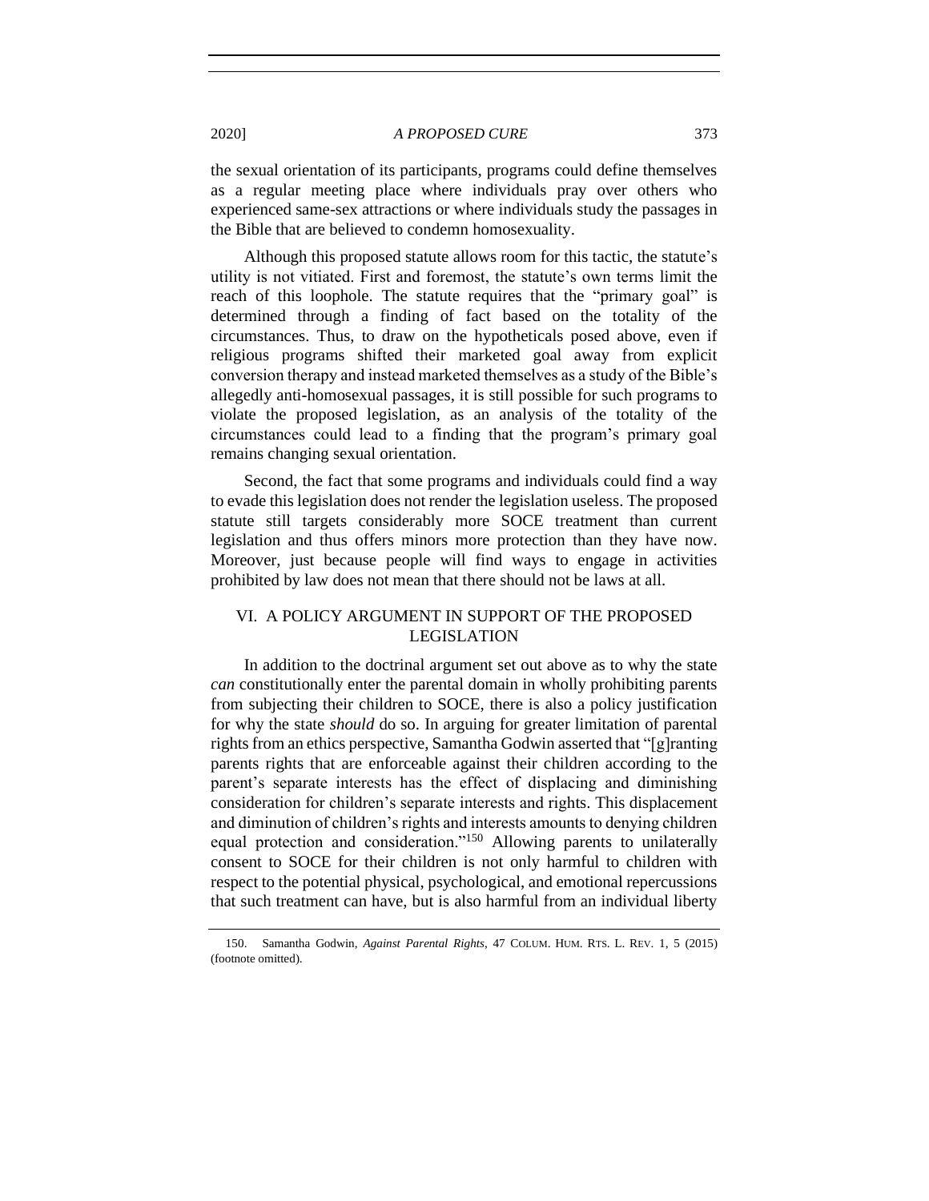the sexual orientation of its participants, programs could define themselves as a regular meeting place where individuals pray over others who experienced same-sex attractions or where individuals study the passages in the Bible that are believed to condemn homosexuality.

Although this proposed statute allows room for this tactic, the statute's utility is not vitiated. First and foremost, the statute's own terms limit the reach of this loophole. The statute requires that the "primary goal" is determined through a finding of fact based on the totality of the circumstances. Thus, to draw on the hypotheticals posed above, even if religious programs shifted their marketed goal away from explicit conversion therapy and instead marketed themselves as a study of the Bible's allegedly anti-homosexual passages, it is still possible for such programs to violate the proposed legislation, as an analysis of the totality of the circumstances could lead to a finding that the program's primary goal remains changing sexual orientation.

Second, the fact that some programs and individuals could find a way to evade this legislation does not render the legislation useless. The proposed statute still targets considerably more SOCE treatment than current legislation and thus offers minors more protection than they have now. Moreover, just because people will find ways to engage in activities prohibited by law does not mean that there should not be laws at all.

## VI. A POLICY ARGUMENT IN SUPPORT OF THE PROPOSED LEGISLATION

In addition to the doctrinal argument set out above as to why the state *can* constitutionally enter the parental domain in wholly prohibiting parents from subjecting their children to SOCE, there is also a policy justification for why the state *should* do so. In arguing for greater limitation of parental rights from an ethics perspective, Samantha Godwin asserted that "[g]ranting parents rights that are enforceable against their children according to the parent's separate interests has the effect of displacing and diminishing consideration for children's separate interests and rights. This displacement and diminution of children's rights and interests amounts to denying children equal protection and consideration."[150] Allowing parents to unilaterally consent to SOCE for their children is not only harmful to children with respect to the potential physical, psychological, and emotional repercussions that such treatment can have, but is also harmful from an individual liberty

---

150. Samantha Godwin, *Against Parental Rights*, 47 COLUM. HUM. RTS. L. REV. 1, 5 (2015) (footnote omitted).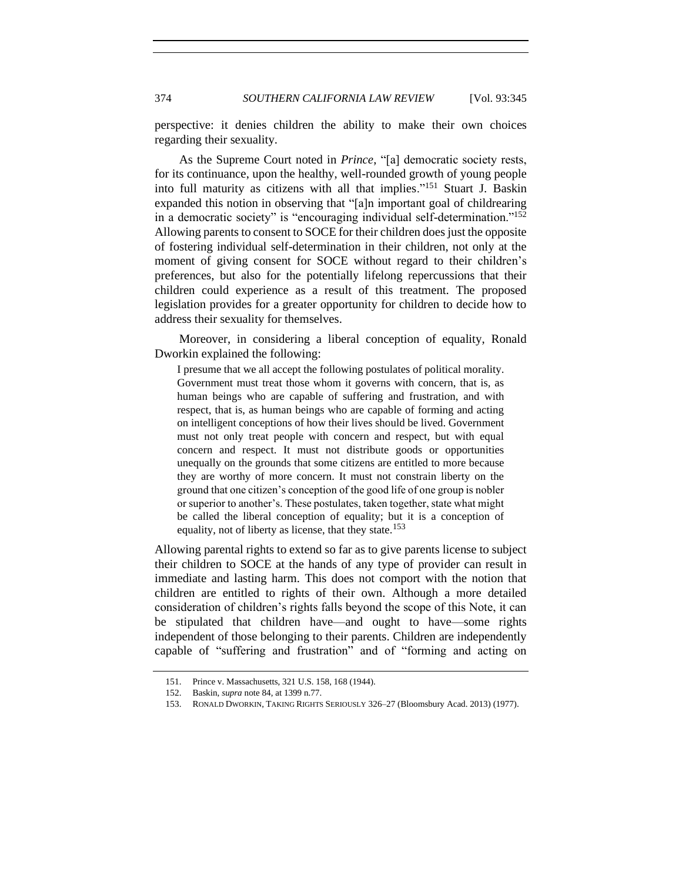perspective: it denies children the ability to make their own choices regarding their sexuality.

As the Supreme Court noted in *Prince*, "[a] democratic society rests, for its continuance, upon the healthy, well-rounded growth of young people into full maturity as citizens with all that implies."[151] Stuart J. Baskin expanded this notion in observing that "[a]n important goal of childrearing in a democratic society" is "encouraging individual self-determination."[152] Allowing parents to consent to SOCE for their children does just the opposite of fostering individual self-determination in their children, not only at the moment of giving consent for SOCE without regard to their children's preferences, but also for the potentially lifelong repercussions that their children could experience as a result of this treatment. The proposed legislation provides for a greater opportunity for children to decide how to address their sexuality for themselves.

Moreover, in considering a liberal conception of equality, Ronald Dworkin explained the following:

> I presume that we all accept the following postulates of political morality. Government must treat those whom it governs with concern, that is, as human beings who are capable of suffering and frustration, and with respect, that is, as human beings who are capable of forming and acting on intelligent conceptions of how their lives should be lived. Government must not only treat people with concern and respect, but with equal concern and respect. It must not distribute goods or opportunities unequally on the grounds that some citizens are entitled to more because they are worthy of more concern. It must not constrain liberty on the ground that one citizen's conception of the good life of one group is nobler or superior to another's. These postulates, taken together, state what might be called the liberal conception of equality; but it is a conception of equality, not of liberty as license, that they state.[153]

Allowing parental rights to extend so far as to give parents license to subject their children to SOCE at the hands of any type of provider can result in immediate and lasting harm. This does not comport with the notion that children are entitled to rights of their own. Although a more detailed consideration of children's rights falls beyond the scope of this Note, it can be stipulated that children have—and ought to have—some rights independent of those belonging to their parents. Children are independently capable of "suffering and frustration" and of "forming and acting on

151. Prince v. Massachusetts, 321 U.S. 158, 168 (1944).

152. Baskin, *supra* note 84, at 1399 n.77.

153. RONALD DWORKIN, TAKING RIGHTS SERIOUSLY 326–27 (Bloomsbury Acad. 2013) (1977).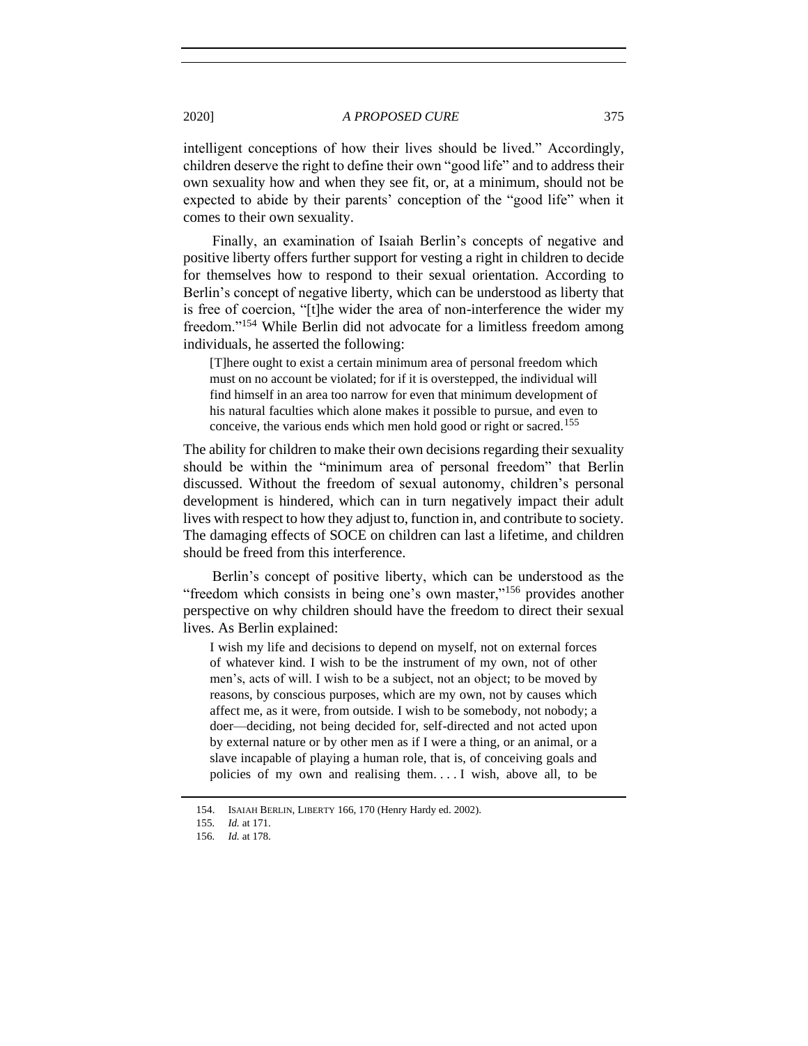intelligent conceptions of how their lives should be lived." Accordingly, children deserve the right to define their own "good life" and to address their own sexuality how and when they see fit, or, at a minimum, should not be expected to abide by their parents' conception of the "good life" when it comes to their own sexuality.

Finally, an examination of Isaiah Berlin's concepts of negative and positive liberty offers further support for vesting a right in children to decide for themselves how to respond to their sexual orientation. According to Berlin's concept of negative liberty, which can be understood as liberty that is free of coercion, "[t]he wider the area of non-interference the wider my freedom."[154] While Berlin did not advocate for a limitless freedom among individuals, he asserted the following:

> [T]here ought to exist a certain minimum area of personal freedom which must on no account be violated; for if it is overstepped, the individual will find himself in an area too narrow for even that minimum development of his natural faculties which alone makes it possible to pursue, and even to conceive, the various ends which men hold good or right or sacred.[155]

The ability for children to make their own decisions regarding their sexuality should be within the "minimum area of personal freedom" that Berlin discussed. Without the freedom of sexual autonomy, children's personal development is hindered, which can in turn negatively impact their adult lives with respect to how they adjust to, function in, and contribute to society. The damaging effects of SOCE on children can last a lifetime, and children should be freed from this interference.

Berlin's concept of positive liberty, which can be understood as the "freedom which consists in being one's own master,"[156] provides another perspective on why children should have the freedom to direct their sexual lives. As Berlin explained:

> I wish my life and decisions to depend on myself, not on external forces of whatever kind. I wish to be the instrument of my own, not of other men's, acts of will. I wish to be a subject, not an object; to be moved by reasons, by conscious purposes, which are my own, not by causes which affect me, as it were, from outside. I wish to be somebody, not nobody; a doer—deciding, not being decided for, self-directed and not acted upon by external nature or by other men as if I were a thing, or an animal, or a slave incapable of playing a human role, that is, of conceiving goals and policies of my own and realising them. . . . I wish, above all, to be

---

154. ISAIAH BERLIN, LIBERTY 166, 170 (Henry Hardy ed. 2002).

155. *Id.* at 171.

156. *Id.* at 178.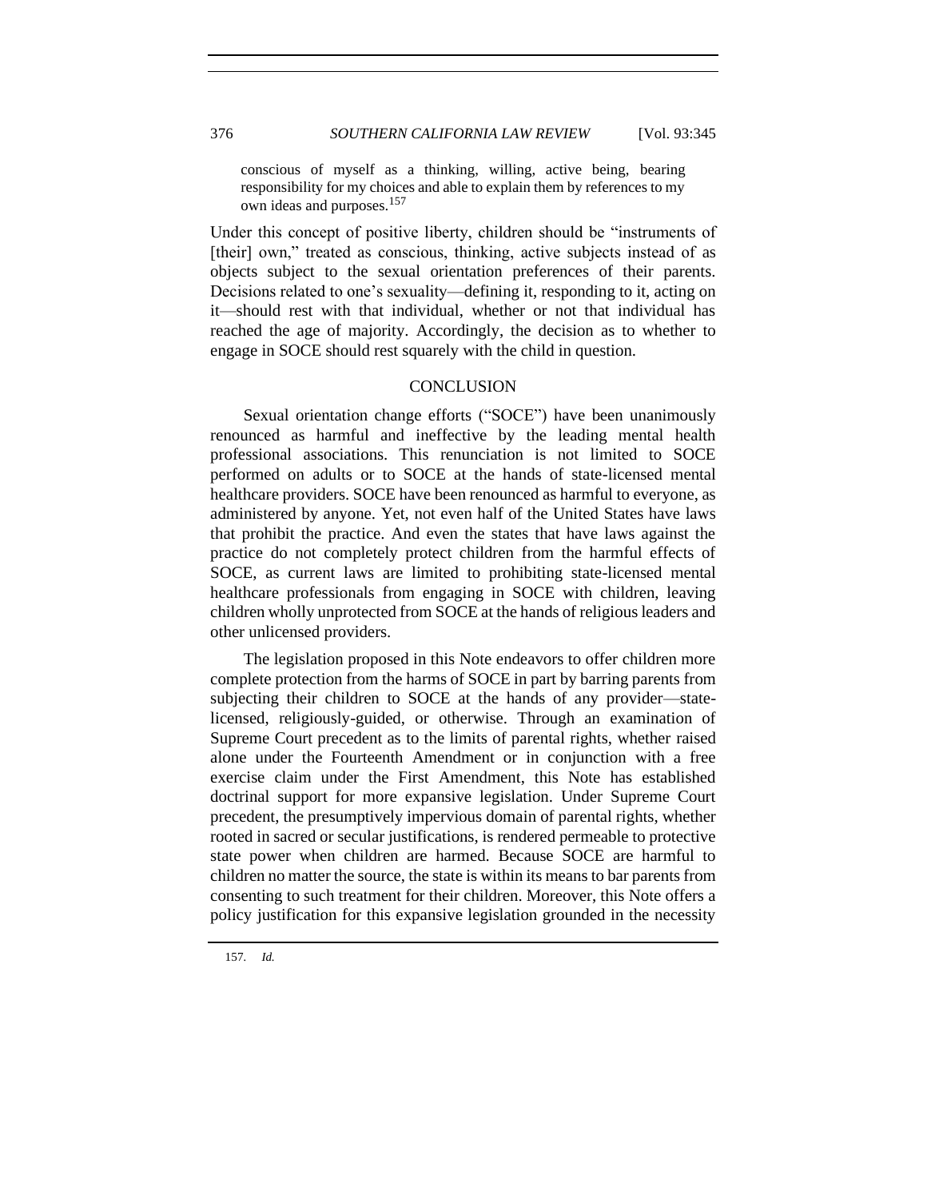> conscious of myself as a thinking, willing, active being, bearing responsibility for my choices and able to explain them by references to my own ideas and purposes.[157]

Under this concept of positive liberty, children should be "instruments of [their] own," treated as conscious, thinking, active subjects instead of as objects subject to the sexual orientation preferences of their parents. Decisions related to one's sexuality—defining it, responding to it, acting on it—should rest with that individual, whether or not that individual has reached the age of majority. Accordingly, the decision as to whether to engage in SOCE should rest squarely with the child in question.

## CONCLUSION

Sexual orientation change efforts ("SOCE") have been unanimously renounced as harmful and ineffective by the leading mental health professional associations. This renunciation is not limited to SOCE performed on adults or to SOCE at the hands of state-licensed mental healthcare providers. SOCE have been renounced as harmful to everyone, as administered by anyone. Yet, not even half of the United States have laws that prohibit the practice. And even the states that have laws against the practice do not completely protect children from the harmful effects of SOCE, as current laws are limited to prohibiting state-licensed mental healthcare professionals from engaging in SOCE with children, leaving children wholly unprotected from SOCE at the hands of religious leaders and other unlicensed providers.

The legislation proposed in this Note endeavors to offer children more complete protection from the harms of SOCE in part by barring parents from subjecting their children to SOCE at the hands of any provider—state-licensed, religiously-guided, or otherwise. Through an examination of Supreme Court precedent as to the limits of parental rights, whether raised alone under the Fourteenth Amendment or in conjunction with a free exercise claim under the First Amendment, this Note has established doctrinal support for more expansive legislation. Under Supreme Court precedent, the presumptively impervious domain of parental rights, whether rooted in sacred or secular justifications, is rendered permeable to protective state power when children are harmed. Because SOCE are harmful to children no matter the source, the state is within its means to bar parents from consenting to such treatment for their children. Moreover, this Note offers a policy justification for this expansive legislation grounded in the necessity

157. *Id.*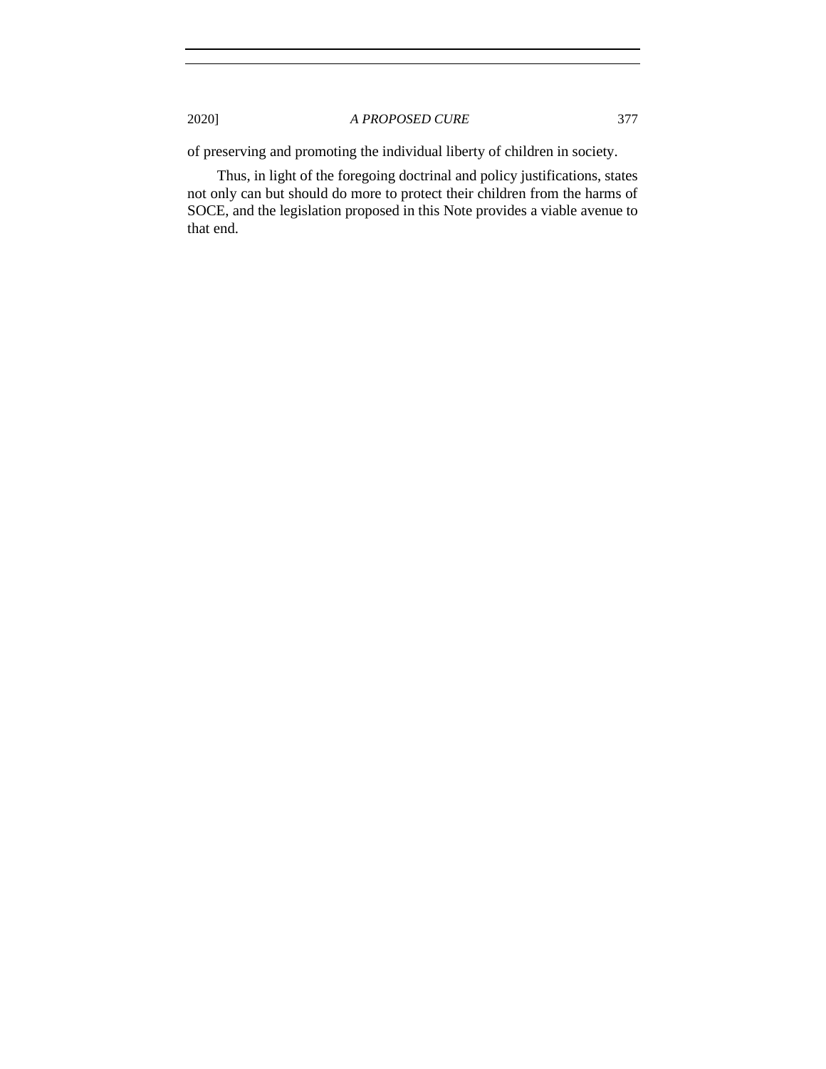of preserving and promoting the individual liberty of children in society.

Thus, in light of the foregoing doctrinal and policy justifications, states not only can but should do more to protect their children from the harms of SOCE, and the legislation proposed in this Note provides a viable avenue to that end.